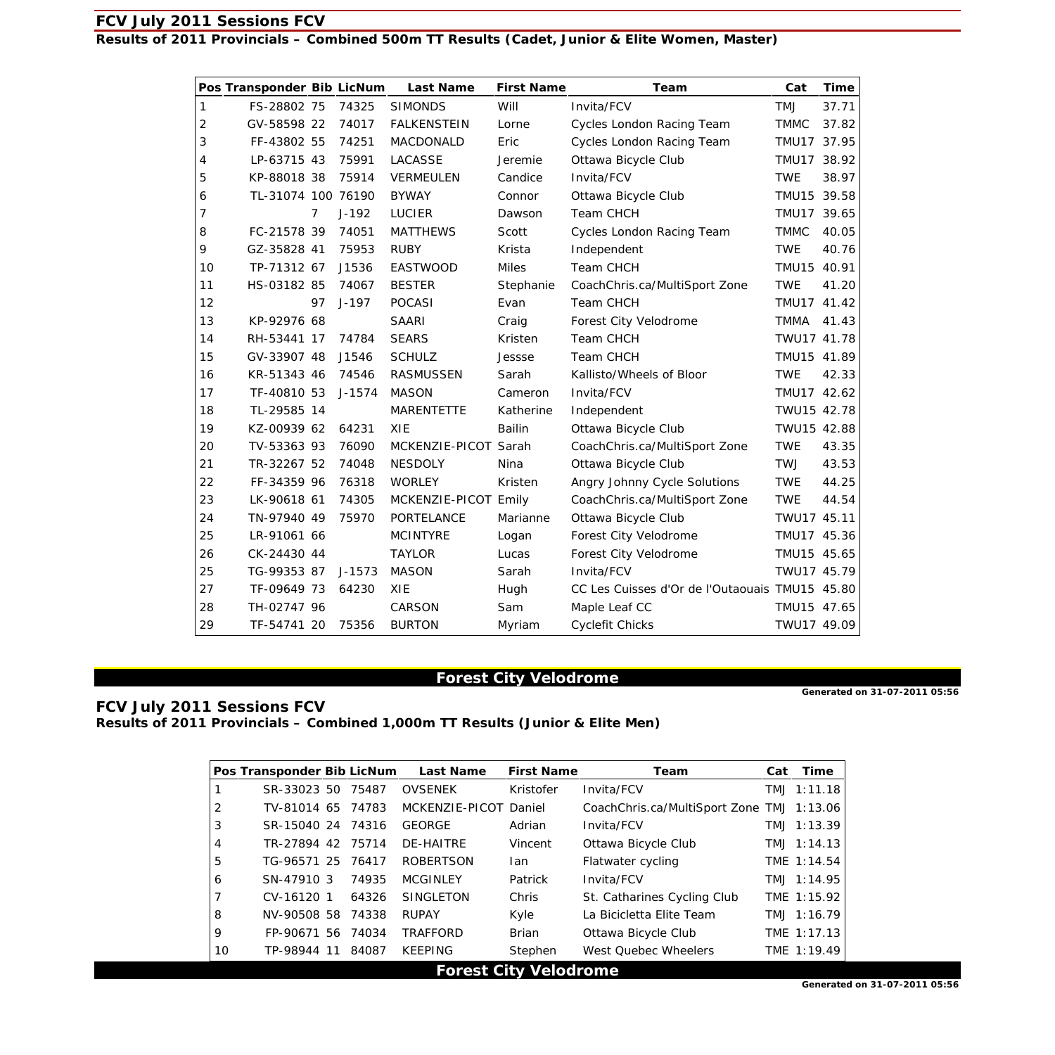## FCV July 2011 Sessions FCV

### Results of 2011 Provincials – Combined 500m TT Results (Cadet, Junior & Elite Women, Master)

| Pos | Transponder | Bib | LicNum | Last Name | First Name | Team | Cat | Time |
|---|---|---|---|---|---|---|---|---|
| 1 | FS-28802 | 75 | 74325 | SIMONDS | Will | Invita/FCV | TMJ | 37.71 |
| 2 | GV-58598 | 22 | 74017 | FALKENSTEIN | Lorne | Cycles London Racing Team | TMMC | 37.82 |
| 3 | FF-43802 | 55 | 74251 | MACDONALD | Eric | Cycles London Racing Team | TMU17 | 37.95 |
| 4 | LP-63715 | 43 | 75991 | LACASSE | Jeremie | Ottawa Bicycle Club | TMU17 | 38.92 |
| 5 | KP-88018 | 38 | 75914 | VERMEULEN | Candice | Invita/FCV | TWE | 38.97 |
| 6 | TL-31074 | 100 | 76190 | BYWAY | Connor | Ottawa Bicycle Club | TMU15 | 39.58 |
| 7 | | 7 | J-192 | LUCIER | Dawson | Team CHCH | TMU17 | 39.65 |
| 8 | FC-21578 | 39 | 74051 | MATTHEWS | Scott | Cycles London Racing Team | TMMC | 40.05 |
| 9 | GZ-35828 | 41 | 75953 | RUBY | Krista | Independent | TWE | 40.76 |
| 10 | TP-71312 | 67 | J1536 | EASTWOOD | Miles | Team CHCH | TMU15 | 40.91 |
| 11 | HS-03182 | 85 | 74067 | BESTER | Stephanie | CoachChris.ca/MultiSport Zone | TWE | 41.20 |
| 12 | | 97 | J-197 | POCASI | Evan | Team CHCH | TMU17 | 41.42 |
| 13 | KP-92976 | 68 | | SAARI | Craig | Forest City Velodrome | TMMA | 41.43 |
| 14 | RH-53441 | 17 | 74784 | SEARS | Kristen | Team CHCH | TWU17 | 41.78 |
| 15 | GV-33907 | 48 | J1546 | SCHULZ | Jessse | Team CHCH | TMU15 | 41.89 |
| 16 | KR-51343 | 46 | 74546 | RASMUSSEN | Sarah | Kallisto/Wheels of Bloor | TWE | 42.33 |
| 17 | TF-40810 | 53 | J-1574 | MASON | Cameron | Invita/FCV | TMU17 | 42.62 |
| 18 | TL-29585 | 14 | | MARENTETTE | Katherine | Independent | TWU15 | 42.78 |
| 19 | KZ-00939 | 62 | 64231 | XIE | Bailin | Ottawa Bicycle Club | TWU15 | 42.88 |
| 20 | TV-53363 | 93 | 76090 | MCKENZIE-PICOT | Sarah | CoachChris.ca/MultiSport Zone | TWE | 43.35 |
| 21 | TR-32267 | 52 | 74048 | NESDOLY | Nina | Ottawa Bicycle Club | TWJ | 43.53 |
| 22 | FF-34359 | 96 | 76318 | WORLEY | Kristen | Angry Johnny Cycle Solutions | TWE | 44.25 |
| 23 | LK-90618 | 61 | 74305 | MCKENZIE-PICOT | Emily | CoachChris.ca/MultiSport Zone | TWE | 44.54 |
| 24 | TN-97940 | 49 | 75970 | PORTELANCE | Marianne | Ottawa Bicycle Club | TWU17 | 45.11 |
| 25 | LR-91061 | 66 | | MCINTYRE | Logan | Forest City Velodrome | TMU17 | 45.36 |
| 26 | CK-24430 | 44 | | TAYLOR | Lucas | Forest City Velodrome | TMU15 | 45.65 |
| 25 | TG-99353 | 87 | J-1573 | MASON | Sarah | Invita/FCV | TWU17 | 45.79 |
| 27 | TF-09649 | 73 | 64230 | XIE | Hugh | CC Les Cuisses d'Or de l'Outaouais | TMU15 | 45.80 |
| 28 | TH-02747 | 96 | | CARSON | Sam | Maple Leaf CC | TMU15 | 47.65 |
| 29 | TF-54741 | 20 | 75356 | BURTON | Myriam | Cyclefit Chicks | TWU17 | 49.09 |

**Forest City Velodrome**

Generated on 31-07-2011 05:56

## FCV July 2011 Sessions FCV

### Results of 2011 Provincials – Combined 1,000m TT Results (Junior & Elite Men)

| Pos | Transponder | Bib | LicNum | Last Name | First Name | Team | Cat | Time |
|---|---|---|---|---|---|---|---|---|
| 1 | SR-33023 | 50 | 75487 | OVSENEK | Kristofer | Invita/FCV | TMJ | 1:11.18 |
| 2 | TV-81014 | 65 | 74783 | MCKENZIE-PICOT | Daniel | CoachChris.ca/MultiSport Zone | TMJ | 1:13.06 |
| 3 | SR-15040 | 24 | 74316 | GEORGE | Adrian | Invita/FCV | TMJ | 1:13.39 |
| 4 | TR-27894 | 42 | 75714 | DE-HAITRE | Vincent | Ottawa Bicycle Club | TMJ | 1:14.13 |
| 5 | TG-96571 | 25 | 76417 | ROBERTSON | Ian | Flatwater cycling | TME | 1:14.54 |
| 6 | SN-47910 | 3 | 74935 | MCGINLEY | Patrick | Invita/FCV | TMJ | 1:14.95 |
| 7 | CV-16120 | 1 | 64326 | SINGLETON | Chris | St. Catharines Cycling Club | TME | 1:15.92 |
| 8 | NV-90508 | 58 | 74338 | RUPAY | Kyle | La Bicicletta Elite Team | TMJ | 1:16.79 |
| 9 | FP-90671 | 56 | 74034 | TRAFFORD | Brian | Ottawa Bicycle Club | TME | 1:17.13 |
| 10 | TP-98944 | 11 | 84087 | KEEPING | Stephen | West Quebec Wheelers | TME | 1:19.49 |

**Forest City Velodrome**

Generated on 31-07-2011 05:56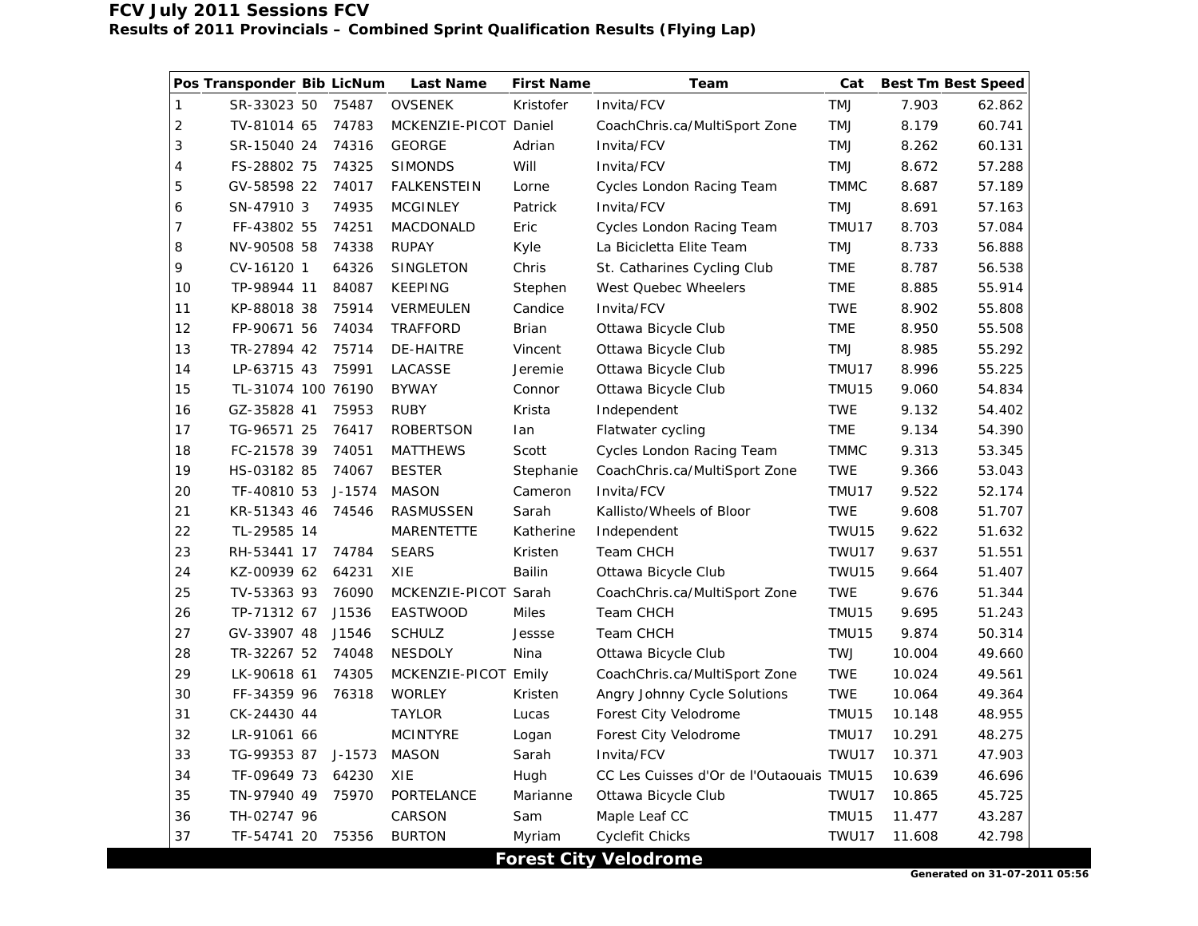# FCV July 2011 Sessions FCV

## Results of 2011 Provincials – Combined Sprint Qualification Results (Flying Lap)

| Pos | Transponder | Bib | LicNum | Last Name | First Name | Team | Cat | Best Tm | Best Speed |
|---|---|---|---|---|---|---|---|---|---|
| 1 | SR-33023 | 50 | 75487 | OVSENEK | Kristofer | Invita/FCV | TMJ | 7.903 | 62.862 |
| 2 | TV-81014 | 65 | 74783 | MCKENZIE-PICOT | Daniel | CoachChris.ca/MultiSport Zone | TMJ | 8.179 | 60.741 |
| 3 | SR-15040 | 24 | 74316 | GEORGE | Adrian | Invita/FCV | TMJ | 8.262 | 60.131 |
| 4 | FS-28802 | 75 | 74325 | SIMONDS | Will | Invita/FCV | TMJ | 8.672 | 57.288 |
| 5 | GV-58598 | 22 | 74017 | FALKENSTEIN | Lorne | Cycles London Racing Team | TMMC | 8.687 | 57.189 |
| 6 | SN-47910 | 3 | 74935 | MCGINLEY | Patrick | Invita/FCV | TMJ | 8.691 | 57.163 |
| 7 | FF-43802 | 55 | 74251 | MACDONALD | Eric | Cycles London Racing Team | TMU17 | 8.703 | 57.084 |
| 8 | NV-90508 | 58 | 74338 | RUPAY | Kyle | La Bicicletta Elite Team | TMJ | 8.733 | 56.888 |
| 9 | CV-16120 | 1 | 64326 | SINGLETON | Chris | St. Catharines Cycling Club | TME | 8.787 | 56.538 |
| 10 | TP-98944 | 11 | 84087 | KEEPING | Stephen | West Quebec Wheelers | TME | 8.885 | 55.914 |
| 11 | KP-88018 | 38 | 75914 | VERMEULEN | Candice | Invita/FCV | TWE | 8.902 | 55.808 |
| 12 | FP-90671 | 56 | 74034 | TRAFFORD | Brian | Ottawa Bicycle Club | TME | 8.950 | 55.508 |
| 13 | TR-27894 | 42 | 75714 | DE-HAITRE | Vincent | Ottawa Bicycle Club | TMJ | 8.985 | 55.292 |
| 14 | LP-63715 | 43 | 75991 | LACASSE | Jeremie | Ottawa Bicycle Club | TMU17 | 8.996 | 55.225 |
| 15 | TL-31074 | 100 | 76190 | BYWAY | Connor | Ottawa Bicycle Club | TMU15 | 9.060 | 54.834 |
| 16 | GZ-35828 | 41 | 75953 | RUBY | Krista | Independent | TWE | 9.132 | 54.402 |
| 17 | TG-96571 | 25 | 76417 | ROBERTSON | Ian | Flatwater cycling | TME | 9.134 | 54.390 |
| 18 | FC-21578 | 39 | 74051 | MATTHEWS | Scott | Cycles London Racing Team | TMMC | 9.313 | 53.345 |
| 19 | HS-03182 | 85 | 74067 | BESTER | Stephanie | CoachChris.ca/MultiSport Zone | TWE | 9.366 | 53.043 |
| 20 | TF-40810 | 53 | J-1574 | MASON | Cameron | Invita/FCV | TMU17 | 9.522 | 52.174 |
| 21 | KR-51343 | 46 | 74546 | RASMUSSEN | Sarah | Kallisto/Wheels of Bloor | TWE | 9.608 | 51.707 |
| 22 | TL-29585 | 14 | | MARENTETTE | Katherine | Independent | TWU15 | 9.622 | 51.632 |
| 23 | RH-53441 | 17 | 74784 | SEARS | Kristen | Team CHCH | TWU17 | 9.637 | 51.551 |
| 24 | KZ-00939 | 62 | 64231 | XIE | Bailin | Ottawa Bicycle Club | TWU15 | 9.664 | 51.407 |
| 25 | TV-53363 | 93 | 76090 | MCKENZIE-PICOT | Sarah | CoachChris.ca/MultiSport Zone | TWE | 9.676 | 51.344 |
| 26 | TP-71312 | 67 | J1536 | EASTWOOD | Miles | Team CHCH | TMU15 | 9.695 | 51.243 |
| 27 | GV-33907 | 48 | J1546 | SCHULZ | Jessse | Team CHCH | TMU15 | 9.874 | 50.314 |
| 28 | TR-32267 | 52 | 74048 | NESDOLY | Nina | Ottawa Bicycle Club | TWJ | 10.004 | 49.660 |
| 29 | LK-90618 | 61 | 74305 | MCKENZIE-PICOT | Emily | CoachChris.ca/MultiSport Zone | TWE | 10.024 | 49.561 |
| 30 | FF-34359 | 96 | 76318 | WORLEY | Kristen | Angry Johnny Cycle Solutions | TWE | 10.064 | 49.364 |
| 31 | CK-24430 | 44 | | TAYLOR | Lucas | Forest City Velodrome | TMU15 | 10.148 | 48.955 |
| 32 | LR-91061 | 66 | | MCINTYRE | Logan | Forest City Velodrome | TMU17 | 10.291 | 48.275 |
| 33 | TG-99353 | 87 | J-1573 | MASON | Sarah | Invita/FCV | TWU17 | 10.371 | 47.903 |
| 34 | TF-09649 | 73 | 64230 | XIE | Hugh | CC Les Cuisses d'Or de l'Outaouais | TMU15 | 10.639 | 46.696 |
| 35 | TN-97940 | 49 | 75970 | PORTELANCE | Marianne | Ottawa Bicycle Club | TWU17 | 10.865 | 45.725 |
| 36 | TH-02747 | 96 | | CARSON | Sam | Maple Leaf CC | TMU15 | 11.477 | 43.287 |
| 37 | TF-54741 | 20 | 75356 | BURTON | Myriam | Cyclefit Chicks | TWU17 | 11.608 | 42.798 |

**Forest City Velodrome**

**Generated on 31-07-2011 05:56**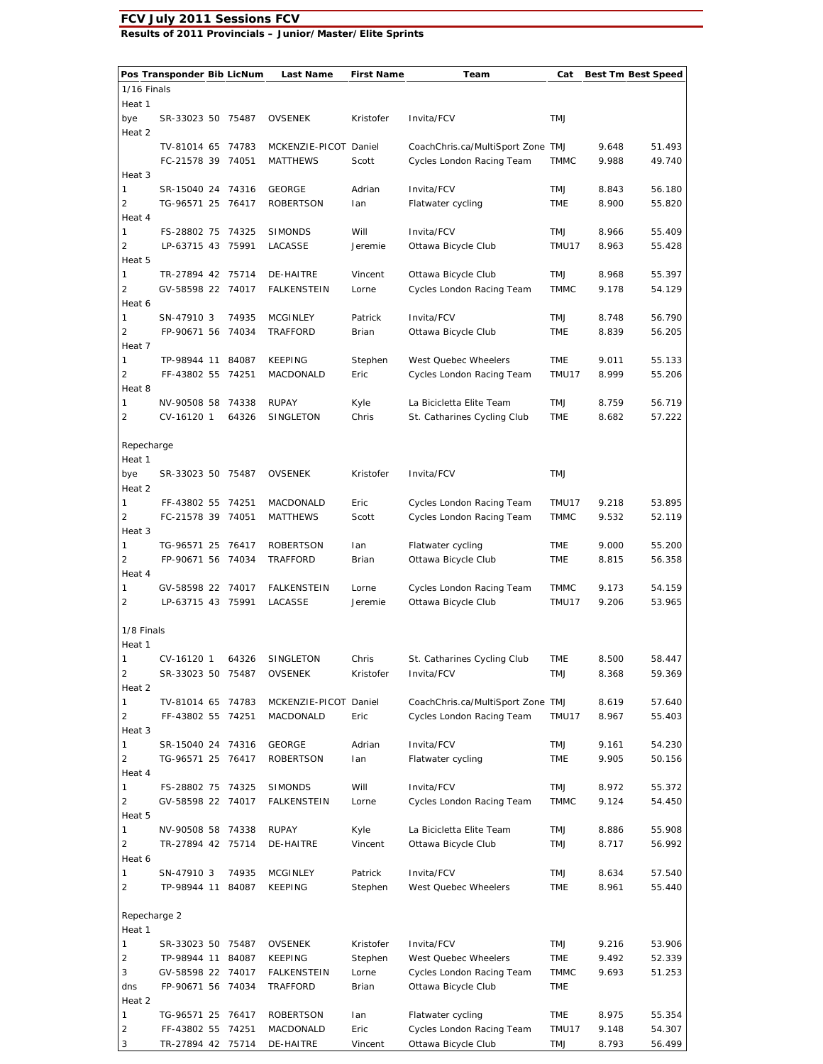# FCV July 2011 Sessions FCV

## Results of 2011 Provincials – Junior/Master/Elite Sprints

| Pos | Transponder | Bib | LicNum | Last Name | First Name | Team | Cat | Best Tm | Best Speed |
|---|---|---|---|---|---|---|---|---|---|
| 1/16 Finals | | | | | | | | | |
| Heat 1 | | | | | | | | | |
| bye | SR-33023 | 50 | 75487 | OVSENEK | Kristofer | Invita/FCV | TMJ | | |
| Heat 2 | | | | | | | | | |
| | TV-81014 | 65 | 74783 | MCKENZIE-PICOT | Daniel | CoachChris.ca/MultiSport Zone | TMJ | 9.648 | 51.493 |
| | FC-21578 | 39 | 74051 | MATTHEWS | Scott | Cycles London Racing Team | TMMC | 9.988 | 49.740 |
| Heat 3 | | | | | | | | | |
| 1 | SR-15040 | 24 | 74316 | GEORGE | Adrian | Invita/FCV | TMJ | 8.843 | 56.180 |
| 2 | TG-96571 | 25 | 76417 | ROBERTSON | Ian | Flatwater cycling | TME | 8.900 | 55.820 |
| Heat 4 | | | | | | | | | |
| 1 | FS-28802 | 75 | 74325 | SIMONDS | Will | Invita/FCV | TMJ | 8.966 | 55.409 |
| 2 | LP-63715 | 43 | 75991 | LACASSE | Jeremie | Ottawa Bicycle Club | TMU17 | 8.963 | 55.428 |
| Heat 5 | | | | | | | | | |
| 1 | TR-27894 | 42 | 75714 | DE-HAITRE | Vincent | Ottawa Bicycle Club | TMJ | 8.968 | 55.397 |
| 2 | GV-58598 | 22 | 74017 | FALKENSTEIN | Lorne | Cycles London Racing Team | TMMC | 9.178 | 54.129 |
| Heat 6 | | | | | | | | | |
| 1 | SN-47910 | 3 | 74935 | MCGINLEY | Patrick | Invita/FCV | TMJ | 8.748 | 56.790 |
| 2 | FP-90671 | 56 | 74034 | TRAFFORD | Brian | Ottawa Bicycle Club | TME | 8.839 | 56.205 |
| Heat 7 | | | | | | | | | |
| 1 | TP-98944 | 11 | 84087 | KEEPING | Stephen | West Quebec Wheelers | TME | 9.011 | 55.133 |
| 2 | FF-43802 | 55 | 74251 | MACDONALD | Eric | Cycles London Racing Team | TMU17 | 8.999 | 55.206 |
| Heat 8 | | | | | | | | | |
| 1 | NV-90508 | 58 | 74338 | RUPAY | Kyle | La Bicicletta Elite Team | TMJ | 8.759 | 56.719 |
| 2 | CV-16120 | 1 | 64326 | SINGLETON | Chris | St. Catharines Cycling Club | TME | 8.682 | 57.222 |
| Repecharge | | | | | | | | | |
| Heat 1 | | | | | | | | | |
| bye | SR-33023 | 50 | 75487 | OVSENEK | Kristofer | Invita/FCV | TMJ | | |
| Heat 2 | | | | | | | | | |
| 1 | FF-43802 | 55 | 74251 | MACDONALD | Eric | Cycles London Racing Team | TMU17 | 9.218 | 53.895 |
| 2 | FC-21578 | 39 | 74051 | MATTHEWS | Scott | Cycles London Racing Team | TMMC | 9.532 | 52.119 |
| Heat 3 | | | | | | | | | |
| 1 | TG-96571 | 25 | 76417 | ROBERTSON | Ian | Flatwater cycling | TME | 9.000 | 55.200 |
| 2 | FP-90671 | 56 | 74034 | TRAFFORD | Brian | Ottawa Bicycle Club | TME | 8.815 | 56.358 |
| Heat 4 | | | | | | | | | |
| 1 | GV-58598 | 22 | 74017 | FALKENSTEIN | Lorne | Cycles London Racing Team | TMMC | 9.173 | 54.159 |
| 2 | LP-63715 | 43 | 75991 | LACASSE | Jeremie | Ottawa Bicycle Club | TMU17 | 9.206 | 53.965 |
| 1/8 Finals | | | | | | | | | |
| Heat 1 | | | | | | | | | |
| 1 | CV-16120 | 1 | 64326 | SINGLETON | Chris | St. Catharines Cycling Club | TME | 8.500 | 58.447 |
| 2 | SR-33023 | 50 | 75487 | OVSENEK | Kristofer | Invita/FCV | TMJ | 8.368 | 59.369 |
| Heat 2 | | | | | | | | | |
| 1 | TV-81014 | 65 | 74783 | MCKENZIE-PICOT | Daniel | CoachChris.ca/MultiSport Zone | TMJ | 8.619 | 57.640 |
| 2 | FF-43802 | 55 | 74251 | MACDONALD | Eric | Cycles London Racing Team | TMU17 | 8.967 | 55.403 |
| Heat 3 | | | | | | | | | |
| 1 | SR-15040 | 24 | 74316 | GEORGE | Adrian | Invita/FCV | TMJ | 9.161 | 54.230 |
| 2 | TG-96571 | 25 | 76417 | ROBERTSON | Ian | Flatwater cycling | TME | 9.905 | 50.156 |
| Heat 4 | | | | | | | | | |
| 1 | FS-28802 | 75 | 74325 | SIMONDS | Will | Invita/FCV | TMJ | 8.972 | 55.372 |
| 2 | GV-58598 | 22 | 74017 | FALKENSTEIN | Lorne | Cycles London Racing Team | TMMC | 9.124 | 54.450 |
| Heat 5 | | | | | | | | | |
| 1 | NV-90508 | 58 | 74338 | RUPAY | Kyle | La Bicicletta Elite Team | TMJ | 8.886 | 55.908 |
| 2 | TR-27894 | 42 | 75714 | DE-HAITRE | Vincent | Ottawa Bicycle Club | TMJ | 8.717 | 56.992 |
| Heat 6 | | | | | | | | | |
| 1 | SN-47910 | 3 | 74935 | MCGINLEY | Patrick | Invita/FCV | TMJ | 8.634 | 57.540 |
| 2 | TP-98944 | 11 | 84087 | KEEPING | Stephen | West Quebec Wheelers | TME | 8.961 | 55.440 |
| Repecharge 2 | | | | | | | | | |
| Heat 1 | | | | | | | | | |
| 1 | SR-33023 | 50 | 75487 | OVSENEK | Kristofer | Invita/FCV | TMJ | 9.216 | 53.906 |
| 2 | TP-98944 | 11 | 84087 | KEEPING | Stephen | West Quebec Wheelers | TME | 9.492 | 52.339 |
| 3 | GV-58598 | 22 | 74017 | FALKENSTEIN | Lorne | Cycles London Racing Team | TMMC | 9.693 | 51.253 |
| dns | FP-90671 | 56 | 74034 | TRAFFORD | Brian | Ottawa Bicycle Club | TME | | |
| Heat 2 | | | | | | | | | |
| 1 | TG-96571 | 25 | 76417 | ROBERTSON | Ian | Flatwater cycling | TME | 8.975 | 55.354 |
| 2 | FF-43802 | 55 | 74251 | MACDONALD | Eric | Cycles London Racing Team | TMU17 | 9.148 | 54.307 |
| 3 | TR-27894 | 42 | 75714 | DE-HAITRE | Vincent | Ottawa Bicycle Club | TMJ | 8.793 | 56.499 |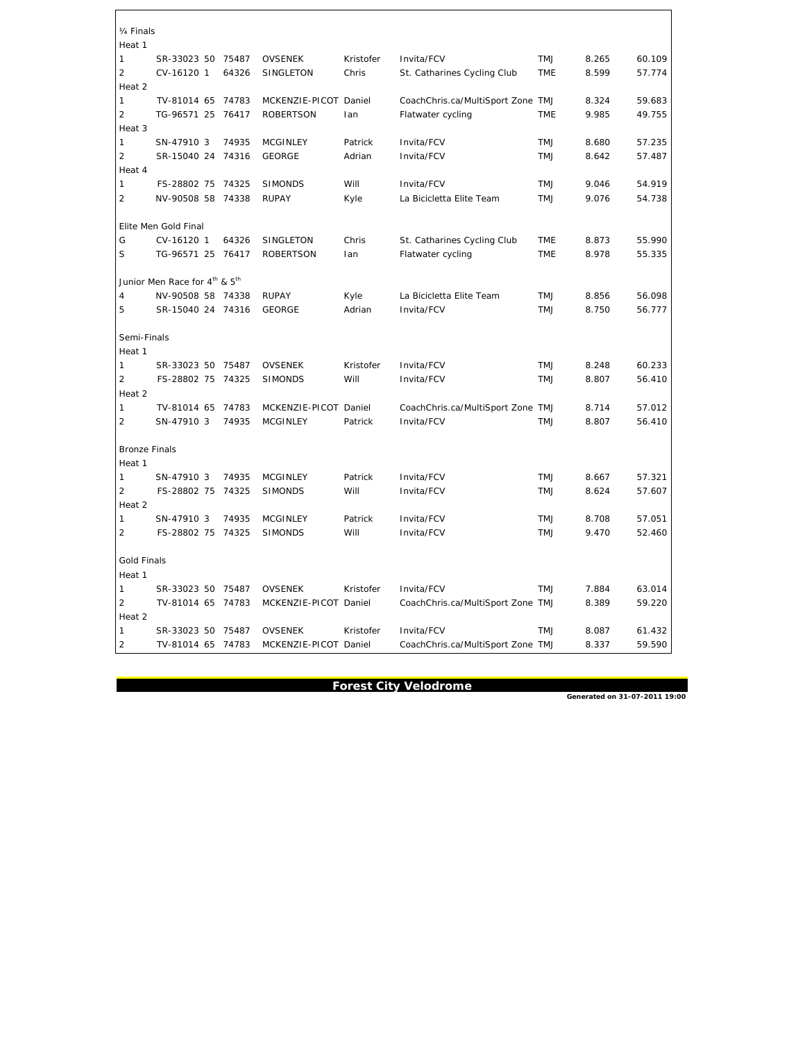¼ Finals

Heat 1

| | | | | | | | | |
|---|---|---|---|---|---|---|---|---|
| 1 | SR-33023 50 | 75487 | OVSENEK | Kristofer | Invita/FCV | TMJ | 8.265 | 60.109 |
| 2 | CV-16120 1 | 64326 | SINGLETON | Chris | St. Catharines Cycling Club | TME | 8.599 | 57.774 |

Heat 2

| | | | | | | | | |
|---|---|---|---|---|---|---|---|---|
| 1 | TV-81014 65 | 74783 | MCKENZIE-PICOT | Daniel | CoachChris.ca/MultiSport Zone | TMJ | 8.324 | 59.683 |
| 2 | TG-96571 25 | 76417 | ROBERTSON | Ian | Flatwater cycling | TME | 9.985 | 49.755 |

Heat 3

| | | | | | | | | |
|---|---|---|---|---|---|---|---|---|
| 1 | SN-47910 3 | 74935 | MCGINLEY | Patrick | Invita/FCV | TMJ | 8.680 | 57.235 |
| 2 | SR-15040 24 | 74316 | GEORGE | Adrian | Invita/FCV | TMJ | 8.642 | 57.487 |

Heat 4

| | | | | | | | | |
|---|---|---|---|---|---|---|---|---|
| 1 | FS-28802 75 | 74325 | SIMONDS | Will | Invita/FCV | TMJ | 9.046 | 54.919 |
| 2 | NV-90508 58 | 74338 | RUPAY | Kyle | La Bicicletta Elite Team | TMJ | 9.076 | 54.738 |

Elite Men Gold Final

| | | | | | | | | |
|---|---|---|---|---|---|---|---|---|
| G | CV-16120 1 | 64326 | SINGLETON | Chris | St. Catharines Cycling Club | TME | 8.873 | 55.990 |
| S | TG-96571 25 | 76417 | ROBERTSON | Ian | Flatwater cycling | TME | 8.978 | 55.335 |

Junior Men Race for 4th & 5th

| | | | | | | | | |
|---|---|---|---|---|---|---|---|---|
| 4 | NV-90508 58 | 74338 | RUPAY | Kyle | La Bicicletta Elite Team | TMJ | 8.856 | 56.098 |
| 5 | SR-15040 24 | 74316 | GEORGE | Adrian | Invita/FCV | TMJ | 8.750 | 56.777 |

Semi-Finals

Heat 1

| | | | | | | | | |
|---|---|---|---|---|---|---|---|---|
| 1 | SR-33023 50 | 75487 | OVSENEK | Kristofer | Invita/FCV | TMJ | 8.248 | 60.233 |
| 2 | FS-28802 75 | 74325 | SIMONDS | Will | Invita/FCV | TMJ | 8.807 | 56.410 |

Heat 2

| | | | | | | | | |
|---|---|---|---|---|---|---|---|---|
| 1 | TV-81014 65 | 74783 | MCKENZIE-PICOT | Daniel | CoachChris.ca/MultiSport Zone | TMJ | 8.714 | 57.012 |
| 2 | SN-47910 3 | 74935 | MCGINLEY | Patrick | Invita/FCV | TMJ | 8.807 | 56.410 |

Bronze Finals

Heat 1

| | | | | | | | | |
|---|---|---|---|---|---|---|---|---|
| 1 | SN-47910 3 | 74935 | MCGINLEY | Patrick | Invita/FCV | TMJ | 8.667 | 57.321 |
| 2 | FS-28802 75 | 74325 | SIMONDS | Will | Invita/FCV | TMJ | 8.624 | 57.607 |

Heat 2

| | | | | | | | | |
|---|---|---|---|---|---|---|---|---|
| 1 | SN-47910 3 | 74935 | MCGINLEY | Patrick | Invita/FCV | TMJ | 8.708 | 57.051 |
| 2 | FS-28802 75 | 74325 | SIMONDS | Will | Invita/FCV | TMJ | 9.470 | 52.460 |

Gold Finals

Heat 1

| | | | | | | | | |
|---|---|---|---|---|---|---|---|---|
| 1 | SR-33023 50 | 75487 | OVSENEK | Kristofer | Invita/FCV | TMJ | 7.884 | 63.014 |
| 2 | TV-81014 65 | 74783 | MCKENZIE-PICOT | Daniel | CoachChris.ca/MultiSport Zone | TMJ | 8.389 | 59.220 |

Heat 2

| | | | | | | | | |
|---|---|---|---|---|---|---|---|---|
| 1 | SR-33023 50 | 75487 | OVSENEK | Kristofer | Invita/FCV | TMJ | 8.087 | 61.432 |
| 2 | TV-81014 65 | 74783 | MCKENZIE-PICOT | Daniel | CoachChris.ca/MultiSport Zone | TMJ | 8.337 | 59.590 |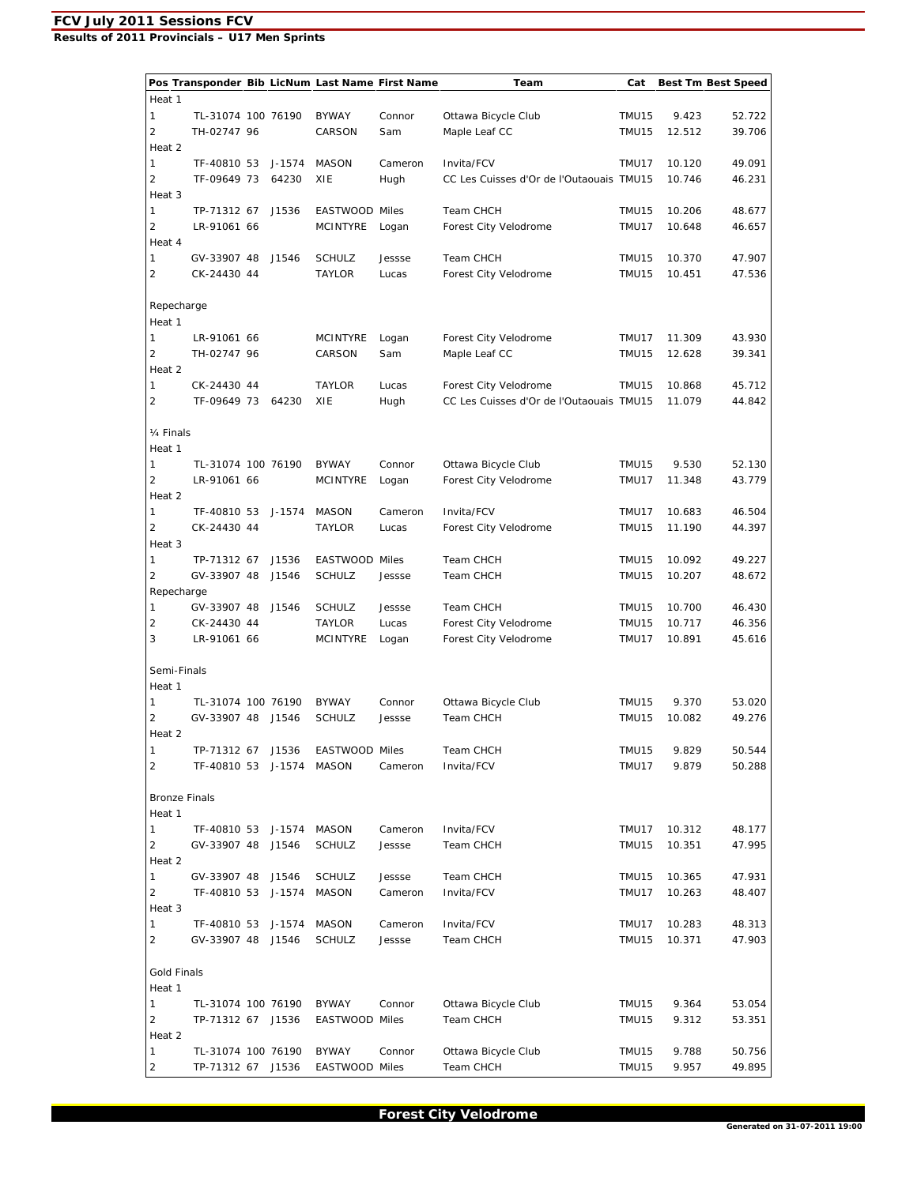## FCV July 2011 Sessions FCV

**Results of 2011 Provincials – U17 Men Sprints**

| Pos | Transponder | Bib | LicNum | Last Name | First Name | Team | Cat | Best Tm | Best Speed |
|---|---|---|---|---|---|---|---|---|---|
| Heat 1 | | | | | | | | | |
| 1 | TL-31074 | 100 | 76190 | BYWAY | Connor | Ottawa Bicycle Club | TMU15 | 9.423 | 52.722 |
| 2 | TH-02747 | 96 | | CARSON | Sam | Maple Leaf CC | TMU15 | 12.512 | 39.706 |
| Heat 2 | | | | | | | | | |
| 1 | TF-40810 | 53 | J-1574 | MASON | Cameron | Invita/FCV | TMU17 | 10.120 | 49.091 |
| 2 | TF-09649 | 73 | 64230 | XIE | Hugh | CC Les Cuisses d'Or de l'Outaouais | TMU15 | 10.746 | 46.231 |
| Heat 3 | | | | | | | | | |
| 1 | TP-71312 | 67 | J1536 | EASTWOOD | Miles | Team CHCH | TMU15 | 10.206 | 48.677 |
| 2 | LR-91061 | 66 | | MCINTYRE | Logan | Forest City Velodrome | TMU17 | 10.648 | 46.657 |
| Heat 4 | | | | | | | | | |
| 1 | GV-33907 | 48 | J1546 | SCHULZ | Jessse | Team CHCH | TMU15 | 10.370 | 47.907 |
| 2 | CK-24430 | 44 | | TAYLOR | Lucas | Forest City Velodrome | TMU15 | 10.451 | 47.536 |
| Repecharge | | | | | | | | | |
| Heat 1 | | | | | | | | | |
| 1 | LR-91061 | 66 | | MCINTYRE | Logan | Forest City Velodrome | TMU17 | 11.309 | 43.930 |
| 2 | TH-02747 | 96 | | CARSON | Sam | Maple Leaf CC | TMU15 | 12.628 | 39.341 |
| Heat 2 | | | | | | | | | |
| 1 | CK-24430 | 44 | | TAYLOR | Lucas | Forest City Velodrome | TMU15 | 10.868 | 45.712 |
| 2 | TF-09649 | 73 | 64230 | XIE | Hugh | CC Les Cuisses d'Or de l'Outaouais | TMU15 | 11.079 | 44.842 |
| ¼ Finals | | | | | | | | | |
| Heat 1 | | | | | | | | | |
| 1 | TL-31074 | 100 | 76190 | BYWAY | Connor | Ottawa Bicycle Club | TMU15 | 9.530 | 52.130 |
| 2 | LR-91061 | 66 | | MCINTYRE | Logan | Forest City Velodrome | TMU17 | 11.348 | 43.779 |
| Heat 2 | | | | | | | | | |
| 1 | TF-40810 | 53 | J-1574 | MASON | Cameron | Invita/FCV | TMU17 | 10.683 | 46.504 |
| 2 | CK-24430 | 44 | | TAYLOR | Lucas | Forest City Velodrome | TMU15 | 11.190 | 44.397 |
| Heat 3 | | | | | | | | | |
| 1 | TP-71312 | 67 | J1536 | EASTWOOD | Miles | Team CHCH | TMU15 | 10.092 | 49.227 |
| 2 | GV-33907 | 48 | J1546 | SCHULZ | Jessse | Team CHCH | TMU15 | 10.207 | 48.672 |
| Repecharge | | | | | | | | | |
| 1 | GV-33907 | 48 | J1546 | SCHULZ | Jessse | Team CHCH | TMU15 | 10.700 | 46.430 |
| 2 | CK-24430 | 44 | | TAYLOR | Lucas | Forest City Velodrome | TMU15 | 10.717 | 46.356 |
| 3 | LR-91061 | 66 | | MCINTYRE | Logan | Forest City Velodrome | TMU17 | 10.891 | 45.616 |
| Semi-Finals | | | | | | | | | |
| Heat 1 | | | | | | | | | |
| 1 | TL-31074 | 100 | 76190 | BYWAY | Connor | Ottawa Bicycle Club | TMU15 | 9.370 | 53.020 |
| 2 | GV-33907 | 48 | J1546 | SCHULZ | Jessse | Team CHCH | TMU15 | 10.082 | 49.276 |
| Heat 2 | | | | | | | | | |
| 1 | TP-71312 | 67 | J1536 | EASTWOOD | Miles | Team CHCH | TMU15 | 9.829 | 50.544 |
| 2 | TF-40810 | 53 | J-1574 | MASON | Cameron | Invita/FCV | TMU17 | 9.879 | 50.288 |
| Bronze Finals | | | | | | | | | |
| Heat 1 | | | | | | | | | |
| 1 | TF-40810 | 53 | J-1574 | MASON | Cameron | Invita/FCV | TMU17 | 10.312 | 48.177 |
| 2 | GV-33907 | 48 | J1546 | SCHULZ | Jessse | Team CHCH | TMU15 | 10.351 | 47.995 |
| Heat 2 | | | | | | | | | |
| 1 | GV-33907 | 48 | J1546 | SCHULZ | Jessse | Team CHCH | TMU15 | 10.365 | 47.931 |
| 2 | TF-40810 | 53 | J-1574 | MASON | Cameron | Invita/FCV | TMU17 | 10.263 | 48.407 |
| Heat 3 | | | | | | | | | |
| 1 | TF-40810 | 53 | J-1574 | MASON | Cameron | Invita/FCV | TMU17 | 10.283 | 48.313 |
| 2 | GV-33907 | 48 | J1546 | SCHULZ | Jessse | Team CHCH | TMU15 | 10.371 | 47.903 |
| Gold Finals | | | | | | | | | |
| Heat 1 | | | | | | | | | |
| 1 | TL-31074 | 100 | 76190 | BYWAY | Connor | Ottawa Bicycle Club | TMU15 | 9.364 | 53.054 |
| 2 | TP-71312 | 67 | J1536 | EASTWOOD | Miles | Team CHCH | TMU15 | 9.312 | 53.351 |
| Heat 2 | | | | | | | | | |
| 1 | TL-31074 | 100 | 76190 | BYWAY | Connor | Ottawa Bicycle Club | TMU15 | 9.788 | 50.756 |
| 2 | TP-71312 | 67 | J1536 | EASTWOOD | Miles | Team CHCH | TMU15 | 9.957 | 49.895 |

**Forest City Velodrome**

**Generated on 31-07-2011 19:00**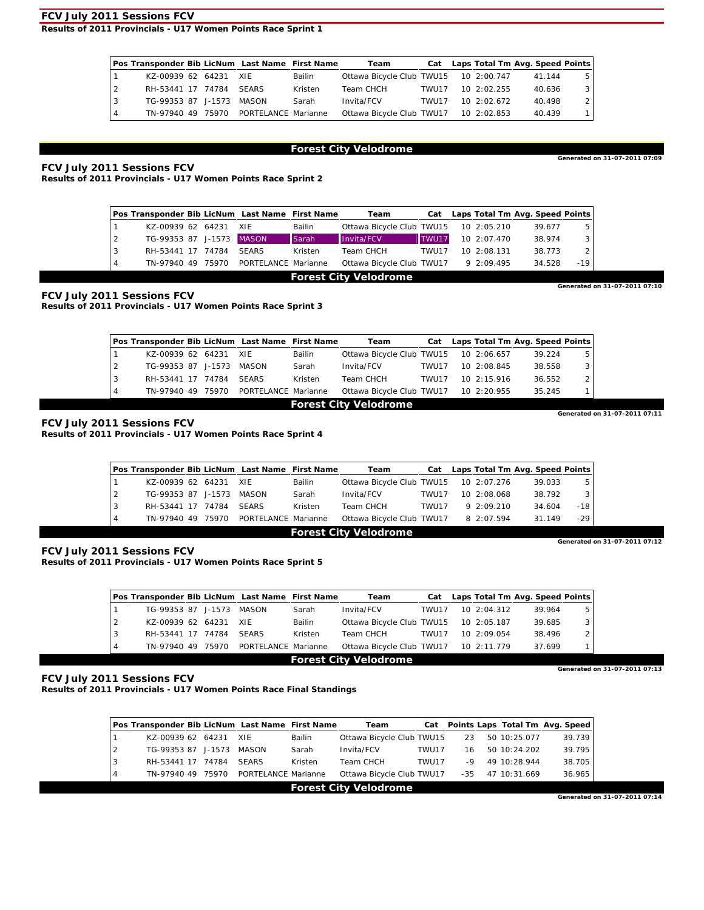## FCV July 2011 Sessions FCV

**Results of 2011 Provincials - U17 Women Points Race Sprint 1**

| Pos | Transponder | Bib | LicNum | Last Name | First Name | Team | Cat | Laps | Total Tm | Avg. Speed | Points |
|---|---|---|---|---|---|---|---|---|---|---|---|
| 1 | KZ-00939 | 62 | 64231 | XIE | Bailin | Ottawa Bicycle Club | TWU15 | 10 | 2:00.747 | 41.144 | 5 |
| 2 | RH-53441 | 17 | 74784 | SEARS | Kristen | Team CHCH | TWU17 | 10 | 2:02.255 | 40.636 | 3 |
| 3 | TG-99353 | 87 | J-1573 | MASON | Sarah | Invita/FCV | TWU17 | 10 | 2:02.672 | 40.498 | 2 |
| 4 | TN-97940 | 49 | 75970 | PORTELANCE | Marianne | Ottawa Bicycle Club | TWU17 | 10 | 2:02.853 | 40.439 | 1 |

**Forest City Velodrome**

Generated on 31-07-2011 07:09

## FCV July 2011 Sessions FCV

**Results of 2011 Provincials - U17 Women Points Race Sprint 2**

| Pos | Transponder | Bib | LicNum | Last Name | First Name | Team | Cat | Laps | Total Tm | Avg. Speed | Points |
|---|---|---|---|---|---|---|---|---|---|---|---|
| 1 | KZ-00939 | 62 | 64231 | XIE | Bailin | Ottawa Bicycle Club | TWU15 | 10 | 2:05.210 | 39.677 | 5 |
| 2 | TG-99353 | 87 | J-1573 | MASON | Sarah | Invita/FCV | TWU17 | 10 | 2:07.470 | 38.974 | 3 |
| 3 | RH-53441 | 17 | 74784 | SEARS | Kristen | Team CHCH | TWU17 | 10 | 2:08.131 | 38.773 | 2 |
| 4 | TN-97940 | 49 | 75970 | PORTELANCE | Marianne | Ottawa Bicycle Club | TWU17 | 9 | 2:09.495 | 34.528 | -19 |

**Forest City Velodrome**

Generated on 31-07-2011 07:10

## FCV July 2011 Sessions FCV

**Results of 2011 Provincials - U17 Women Points Race Sprint 3**

| Pos | Transponder | Bib | LicNum | Last Name | First Name | Team | Cat | Laps | Total Tm | Avg. Speed | Points |
|---|---|---|---|---|---|---|---|---|---|---|---|
| 1 | KZ-00939 | 62 | 64231 | XIE | Bailin | Ottawa Bicycle Club | TWU15 | 10 | 2:06.657 | 39.224 | 5 |
| 2 | TG-99353 | 87 | J-1573 | MASON | Sarah | Invita/FCV | TWU17 | 10 | 2:08.845 | 38.558 | 3 |
| 3 | RH-53441 | 17 | 74784 | SEARS | Kristen | Team CHCH | TWU17 | 10 | 2:15.916 | 36.552 | 2 |
| 4 | TN-97940 | 49 | 75970 | PORTELANCE | Marianne | Ottawa Bicycle Club | TWU17 | 10 | 2:20.955 | 35.245 | 1 |

**Forest City Velodrome**

Generated on 31-07-2011 07:11

## FCV July 2011 Sessions FCV

**Results of 2011 Provincials - U17 Women Points Race Sprint 4**

| Pos | Transponder | Bib | LicNum | Last Name | First Name | Team | Cat | Laps | Total Tm | Avg. Speed | Points |
|---|---|---|---|---|---|---|---|---|---|---|---|
| 1 | KZ-00939 | 62 | 64231 | XIE | Bailin | Ottawa Bicycle Club | TWU15 | 10 | 2:07.276 | 39.033 | 5 |
| 2 | TG-99353 | 87 | J-1573 | MASON | Sarah | Invita/FCV | TWU17 | 10 | 2:08.068 | 38.792 | 3 |
| 3 | RH-53441 | 17 | 74784 | SEARS | Kristen | Team CHCH | TWU17 | 9 | 2:09.210 | 34.604 | -18 |
| 4 | TN-97940 | 49 | 75970 | PORTELANCE | Marianne | Ottawa Bicycle Club | TWU17 | 8 | 2:07.594 | 31.149 | -29 |

**Forest City Velodrome**

Generated on 31-07-2011 07:12

## FCV July 2011 Sessions FCV

**Results of 2011 Provincials - U17 Women Points Race Sprint 5**

| Pos | Transponder | Bib | LicNum | Last Name | First Name | Team | Cat | Laps | Total Tm | Avg. Speed | Points |
|---|---|---|---|---|---|---|---|---|---|---|---|
| 1 | TG-99353 | 87 | J-1573 | MASON | Sarah | Invita/FCV | TWU17 | 10 | 2:04.312 | 39.964 | 5 |
| 2 | KZ-00939 | 62 | 64231 | XIE | Bailin | Ottawa Bicycle Club | TWU15 | 10 | 2:05.187 | 39.685 | 3 |
| 3 | RH-53441 | 17 | 74784 | SEARS | Kristen | Team CHCH | TWU17 | 10 | 2:09.054 | 38.496 | 2 |
| 4 | TN-97940 | 49 | 75970 | PORTELANCE | Marianne | Ottawa Bicycle Club | TWU17 | 10 | 2:11.779 | 37.699 | 1 |

**Forest City Velodrome**

Generated on 31-07-2011 07:13

## FCV July 2011 Sessions FCV

**Results of 2011 Provincials - U17 Women Points Race Final Standings**

| Pos | Transponder | Bib | LicNum | Last Name | First Name | Team | Cat | Points | Laps | Total Tm | Avg. Speed |
|---|---|---|---|---|---|---|---|---|---|---|---|
| 1 | KZ-00939 | 62 | 64231 | XIE | Bailin | Ottawa Bicycle Club | TWU15 | 23 | 50 | 10:25.077 | 39.739 |
| 2 | TG-99353 | 87 | J-1573 | MASON | Sarah | Invita/FCV | TWU17 | 16 | 50 | 10:24.202 | 39.795 |
| 3 | RH-53441 | 17 | 74784 | SEARS | Kristen | Team CHCH | TWU17 | -9 | 49 | 10:28.944 | 38.705 |
| 4 | TN-97940 | 49 | 75970 | PORTELANCE | Marianne | Ottawa Bicycle Club | TWU17 | -35 | 47 | 10:31.669 | 36.965 |

**Forest City Velodrome**

Generated on 31-07-2011 07:14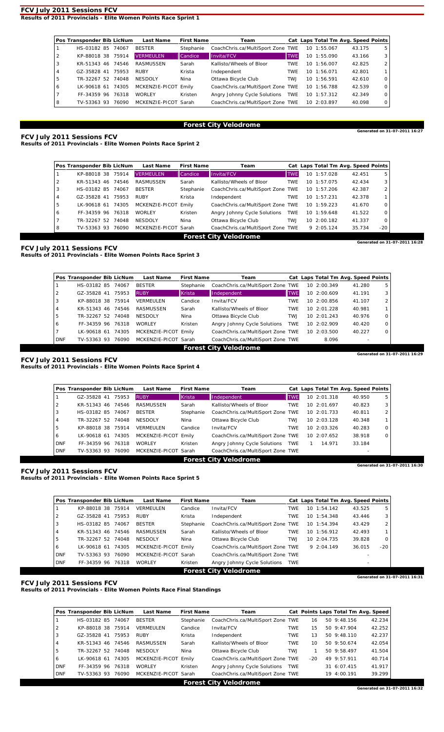## FCV July 2011 Sessions FCV

### Results of 2011 Provincials - Elite Women Points Race Sprint 1

| Pos | Transponder | Bib | LicNum | Last Name | First Name | Team | Cat | Laps | Total Tm | Avg. Speed | Points |
|---|---|---|---|---|---|---|---|---|---|---|---|
| 1 | HS-03182 | 85 | 74067 | BESTER | Stephanie | CoachChris.ca/MultiSport Zone | TWE | 10 | 1:55.067 | 43.175 | 5 |
| 2 | KP-88018 | 38 | 75914 | VERMEULEN | Candice | Invita/FCV | TWE | 10 | 1:55.090 | 43.166 | 3 |
| 3 | KR-51343 | 46 | 74546 | RASMUSSEN | Sarah | Kallisto/Wheels of Bloor | TWE | 10 | 1:56.007 | 42.825 | 2 |
| 4 | GZ-35828 | 41 | 75953 | RUBY | Krista | Independent | TWE | 10 | 1:56.071 | 42.801 | 1 |
| 5 | TR-32267 | 52 | 74048 | NESDOLY | Nina | Ottawa Bicycle Club | TWJ | 10 | 1:56.591 | 42.610 | 0 |
| 6 | LK-90618 | 61 | 74305 | MCKENZIE-PICOT | Emily | CoachChris.ca/MultiSport Zone | TWE | 10 | 1:56.788 | 42.539 | 0 |
| 7 | FF-34359 | 96 | 76318 | WORLEY | Kristen | Angry Johnny Cycle Solutions | TWE | 10 | 1:57.312 | 42.349 | 0 |
| 8 | TV-53363 | 93 | 76090 | MCKENZIE-PICOT | Sarah | CoachChris.ca/MultiSport Zone | TWE | 10 | 2:03.897 | 40.098 | 0 |

**Forest City Velodrome**

Generated on 31-07-2011 16:27

## FCV July 2011 Sessions FCV

### Results of 2011 Provincials - Elite Women Points Race Sprint 2

| Pos | Transponder | Bib | LicNum | Last Name | First Name | Team | Cat | Laps | Total Tm | Avg. Speed | Points |
|---|---|---|---|---|---|---|---|---|---|---|---|
| 1 | KP-88018 | 38 | 75914 | VERMEULEN | Candice | Invita/FCV | TWE | 10 | 1:57.028 | 42.451 | 5 |
| 2 | KR-51343 | 46 | 74546 | RASMUSSEN | Sarah | Kallisto/Wheels of Bloor | TWE | 10 | 1:57.075 | 42.434 | 3 |
| 3 | HS-03182 | 85 | 74067 | BESTER | Stephanie | CoachChris.ca/MultiSport Zone | TWE | 10 | 1:57.206 | 42.387 | 2 |
| 4 | GZ-35828 | 41 | 75953 | RUBY | Krista | Independent | TWE | 10 | 1:57.231 | 42.378 | 1 |
| 5 | LK-90618 | 61 | 74305 | MCKENZIE-PICOT | Emily | CoachChris.ca/MultiSport Zone | TWE | 10 | 1:59.223 | 41.670 | 0 |
| 6 | FF-34359 | 96 | 76318 | WORLEY | Kristen | Angry Johnny Cycle Solutions | TWE | 10 | 1:59.648 | 41.522 | 0 |
| 7 | TR-32267 | 52 | 74048 | NESDOLY | Nina | Ottawa Bicycle Club | TWJ | 10 | 2:00.182 | 41.337 | 0 |
| 8 | TV-53363 | 93 | 76090 | MCKENZIE-PICOT | Sarah | CoachChris.ca/MultiSport Zone | TWE | 9 | 2:05.124 | 35.734 | -20 |

**Forest City Velodrome**

Generated on 31-07-2011 16:28

## FCV July 2011 Sessions FCV

### Results of 2011 Provincials - Elite Women Points Race Sprint 3

| Pos | Transponder | Bib | LicNum | Last Name | First Name | Team | Cat | Laps | Total Tm | Avg. Speed | Points |
|---|---|---|---|---|---|---|---|---|---|---|---|
| 1 | HS-03182 | 85 | 74067 | BESTER | Stephanie | CoachChris.ca/MultiSport Zone | TWE | 10 | 2:00.349 | 41.280 | 5 |
| 2 | GZ-35828 | 41 | 75953 | RUBY | Krista | Independent | TWE | 10 | 2:00.609 | 41.191 | 3 |
| 3 | KP-88018 | 38 | 75914 | VERMEULEN | Candice | Invita/FCV | TWE | 10 | 2:00.856 | 41.107 | 2 |
| 4 | KR-51343 | 46 | 74546 | RASMUSSEN | Sarah | Kallisto/Wheels of Bloor | TWE | 10 | 2:01.228 | 40.981 | 1 |
| 5 | TR-32267 | 52 | 74048 | NESDOLY | Nina | Ottawa Bicycle Club | TWJ | 10 | 2:01.243 | 40.976 | 0 |
| 6 | FF-34359 | 96 | 76318 | WORLEY | Kristen | Angry Johnny Cycle Solutions | TWE | 10 | 2:02.909 | 40.420 | 0 |
| 7 | LK-90618 | 61 | 74305 | MCKENZIE-PICOT | Emily | CoachChris.ca/MultiSport Zone | TWE | 10 | 2:03.500 | 40.227 | 0 |
| DNF | TV-53363 | 93 | 76090 | MCKENZIE-PICOT | Sarah | CoachChris.ca/MultiSport Zone | TWE | | 8.096 | - | |

**Forest City Velodrome**

Generated on 31-07-2011 16:29

## FCV July 2011 Sessions FCV

### Results of 2011 Provincials - Elite Women Points Race Sprint 4

| Pos | Transponder | Bib | LicNum | Last Name | First Name | Team | Cat | Laps | Total Tm | Avg. Speed | Points |
|---|---|---|---|---|---|---|---|---|---|---|---|
| 1 | GZ-35828 | 41 | 75953 | RUBY | Krista | Independent | TWE | 10 | 2:01.318 | 40.950 | 5 |
| 2 | KR-51343 | 46 | 74546 | RASMUSSEN | Sarah | Kallisto/Wheels of Bloor | TWE | 10 | 2:01.697 | 40.823 | 3 |
| 3 | HS-03182 | 85 | 74067 | BESTER | Stephanie | CoachChris.ca/MultiSport Zone | TWE | 10 | 2:01.733 | 40.811 | 2 |
| 4 | TR-32267 | 52 | 74048 | NESDOLY | Nina | Ottawa Bicycle Club | TWJ | 10 | 2:03.128 | 40.348 | 1 |
| 5 | KP-88018 | 38 | 75914 | VERMEULEN | Candice | Invita/FCV | TWE | 10 | 2:03.326 | 40.283 | 0 |
| 6 | LK-90618 | 61 | 74305 | MCKENZIE-PICOT | Emily | CoachChris.ca/MultiSport Zone | TWE | 10 | 2:07.652 | 38.918 | 0 |
| DNF | FF-34359 | 96 | 76318 | WORLEY | Kristen | Angry Johnny Cycle Solutions | TWE | 1 | 14.971 | 33.184 | |
| DNF | TV-53363 | 93 | 76090 | MCKENZIE-PICOT | Sarah | CoachChris.ca/MultiSport Zone | TWE | | | - | |

**Forest City Velodrome**

Generated on 31-07-2011 16:30

## FCV July 2011 Sessions FCV

### Results of 2011 Provincials - Elite Women Points Race Sprint 5

| Pos | Transponder | Bib | LicNum | Last Name | First Name | Team | Cat | Laps | Total Tm | Avg. Speed | Points |
|---|---|---|---|---|---|---|---|---|---|---|---|
| 1 | KP-88018 | 38 | 75914 | VERMEULEN | Candice | Invita/FCV | TWE | 10 | 1:54.142 | 43.525 | 5 |
| 2 | GZ-35828 | 41 | 75953 | RUBY | Krista | Independent | TWE | 10 | 1:54.348 | 43.446 | 3 |
| 3 | HS-03182 | 85 | 74067 | BESTER | Stephanie | CoachChris.ca/MultiSport Zone | TWE | 10 | 1:54.394 | 43.429 | 2 |
| 4 | KR-51343 | 46 | 74546 | RASMUSSEN | Sarah | Kallisto/Wheels of Bloor | TWE | 10 | 1:56.912 | 42.493 | 1 |
| 5 | TR-32267 | 52 | 74048 | NESDOLY | Nina | Ottawa Bicycle Club | TWJ | 10 | 2:04.735 | 39.828 | 0 |
| 6 | LK-90618 | 61 | 74305 | MCKENZIE-PICOT | Emily | CoachChris.ca/MultiSport Zone | TWE | 9 | 2:04.149 | 36.015 | -20 |
| DNF | TV-53363 | 93 | 76090 | MCKENZIE-PICOT | Sarah | CoachChris.ca/MultiSport Zone | TWE | | | - | |
| DNF | FF-34359 | 96 | 76318 | WORLEY | Kristen | Angry Johnny Cycle Solutions | TWE | | | - | |

**Forest City Velodrome**

Generated on 31-07-2011 16:31

## FCV July 2011 Sessions FCV

### Results of 2011 Provincials - Elite Women Points Race Final Standings

| Pos | Transponder | Bib | LicNum | Last Name | First Name | Team | Cat | Points | Laps | Total Tm | Avg. Speed |
|---|---|---|---|---|---|---|---|---|---|---|---|
| 1 | HS-03182 | 85 | 74067 | BESTER | Stephanie | CoachChris.ca/MultiSport Zone | TWE | 16 | 50 | 9:48.156 | 42.234 |
| 2 | KP-88018 | 38 | 75914 | VERMEULEN | Candice | Invita/FCV | TWE | 15 | 50 | 9:47.904 | 42.252 |
| 3 | GZ-35828 | 41 | 75953 | RUBY | Krista | Independent | TWE | 13 | 50 | 9:48.110 | 42.237 |
| 4 | KR-51343 | 46 | 74546 | RASMUSSEN | Sarah | Kallisto/Wheels of Bloor | TWE | 10 | 50 | 9:50.674 | 42.054 |
| 5 | TR-32267 | 52 | 74048 | NESDOLY | Nina | Ottawa Bicycle Club | TWJ | 1 | 50 | 9:58.497 | 41.504 |
| 6 | LK-90618 | 61 | 74305 | MCKENZIE-PICOT | Emily | CoachChris.ca/MultiSport Zone | TWE | -20 | 49 | 9:57.911 | 40.714 |
| DNF | FF-34359 | 96 | 76318 | WORLEY | Kristen | Angry Johnny Cycle Solutions | TWE | | 31 | 6:07.415 | 41.917 |
| DNF | TV-53363 | 93 | 76090 | MCKENZIE-PICOT | Sarah | CoachChris.ca/MultiSport Zone | TWE | | 19 | 4:00.191 | 39.299 |

**Forest City Velodrome**

Generated on 31-07-2011 16:32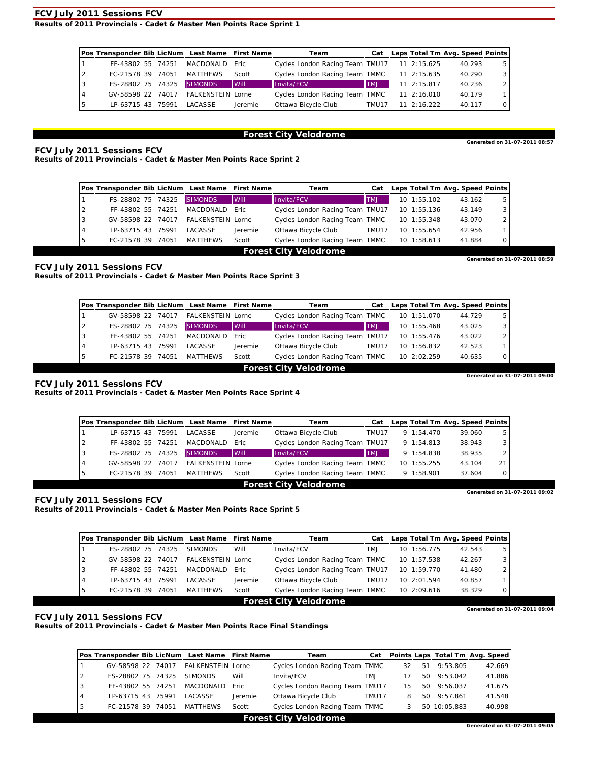## FCV July 2011 Sessions FCV

**Results of 2011 Provincials - Cadet & Master Men Points Race Sprint 1**

| Pos | Transponder | Bib | LicNum | Last Name | First Name | Team | Cat | Laps | Total Tm | Avg. Speed | Points |
|---|---|---|---|---|---|---|---|---|---|---|---|
| 1 | FF-43802 | 55 | 74251 | MACDONALD | Eric | Cycles London Racing Team | TMU17 | 11 | 2:15.625 | 40.293 | 5 |
| 2 | FC-21578 | 39 | 74051 | MATTHEWS | Scott | Cycles London Racing Team | TMMC | 11 | 2:15.635 | 40.290 | 3 |
| 3 | FS-28802 | 75 | 74325 | SIMONDS | Will | Invita/FCV | TMJ | 11 | 2:15.817 | 40.236 | 2 |
| 4 | GV-58598 | 22 | 74017 | FALKENSTEIN | Lorne | Cycles London Racing Team | TMMC | 11 | 2:16.010 | 40.179 | 1 |
| 5 | LP-63715 | 43 | 75991 | LACASSE | Jeremie | Ottawa Bicycle Club | TMU17 | 11 | 2:16.222 | 40.117 | 0 |

**Forest City Velodrome**

Generated on 31-07-2011 08:57

## FCV July 2011 Sessions FCV

**Results of 2011 Provincials - Cadet & Master Men Points Race Sprint 2**

| Pos | Transponder | Bib | LicNum | Last Name | First Name | Team | Cat | Laps | Total Tm | Avg. Speed | Points |
|---|---|---|---|---|---|---|---|---|---|---|---|
| 1 | FS-28802 | 75 | 74325 | SIMONDS | Will | Invita/FCV | TMJ | 10 | 1:55.102 | 43.162 | 5 |
| 2 | FF-43802 | 55 | 74251 | MACDONALD | Eric | Cycles London Racing Team | TMU17 | 10 | 1:55.136 | 43.149 | 3 |
| 3 | GV-58598 | 22 | 74017 | FALKENSTEIN | Lorne | Cycles London Racing Team | TMMC | 10 | 1:55.348 | 43.070 | 2 |
| 4 | LP-63715 | 43 | 75991 | LACASSE | Jeremie | Ottawa Bicycle Club | TMU17 | 10 | 1:55.654 | 42.956 | 1 |
| 5 | FC-21578 | 39 | 74051 | MATTHEWS | Scott | Cycles London Racing Team | TMMC | 10 | 1:58.613 | 41.884 | 0 |

**Forest City Velodrome**

Generated on 31-07-2011 08:59

## FCV July 2011 Sessions FCV

**Results of 2011 Provincials - Cadet & Master Men Points Race Sprint 3**

| Pos | Transponder | Bib | LicNum | Last Name | First Name | Team | Cat | Laps | Total Tm | Avg. Speed | Points |
|---|---|---|---|---|---|---|---|---|---|---|---|
| 1 | GV-58598 | 22 | 74017 | FALKENSTEIN | Lorne | Cycles London Racing Team | TMMC | 10 | 1:51.070 | 44.729 | 5 |
| 2 | FS-28802 | 75 | 74325 | SIMONDS | Will | Invita/FCV | TMJ | 10 | 1:55.468 | 43.025 | 3 |
| 3 | FF-43802 | 55 | 74251 | MACDONALD | Eric | Cycles London Racing Team | TMU17 | 10 | 1:55.476 | 43.022 | 2 |
| 4 | LP-63715 | 43 | 75991 | LACASSE | Jeremie | Ottawa Bicycle Club | TMU17 | 10 | 1:56.832 | 42.523 | 1 |
| 5 | FC-21578 | 39 | 74051 | MATTHEWS | Scott | Cycles London Racing Team | TMMC | 10 | 2:02.259 | 40.635 | 0 |

**Forest City Velodrome**

Generated on 31-07-2011 09:00

## FCV July 2011 Sessions FCV

**Results of 2011 Provincials - Cadet & Master Men Points Race Sprint 4**

| Pos | Transponder | Bib | LicNum | Last Name | First Name | Team | Cat | Laps | Total Tm | Avg. Speed | Points |
|---|---|---|---|---|---|---|---|---|---|---|---|
| 1 | LP-63715 | 43 | 75991 | LACASSE | Jeremie | Ottawa Bicycle Club | TMU17 | 9 | 1:54.470 | 39.060 | 5 |
| 2 | FF-43802 | 55 | 74251 | MACDONALD | Eric | Cycles London Racing Team | TMU17 | 9 | 1:54.813 | 38.943 | 3 |
| 3 | FS-28802 | 75 | 74325 | SIMONDS | Will | Invita/FCV | TMJ | 9 | 1:54.838 | 38.935 | 2 |
| 4 | GV-58598 | 22 | 74017 | FALKENSTEIN | Lorne | Cycles London Racing Team | TMMC | 10 | 1:55.255 | 43.104 | 21 |
| 5 | FC-21578 | 39 | 74051 | MATTHEWS | Scott | Cycles London Racing Team | TMMC | 9 | 1:58.901 | 37.604 | 0 |

**Forest City Velodrome**

Generated on 31-07-2011 09:02

## FCV July 2011 Sessions FCV

**Results of 2011 Provincials - Cadet & Master Men Points Race Sprint 5**

| Pos | Transponder | Bib | LicNum | Last Name | First Name | Team | Cat | Laps | Total Tm | Avg. Speed | Points |
|---|---|---|---|---|---|---|---|---|---|---|---|
| 1 | FS-28802 | 75 | 74325 | SIMONDS | Will | Invita/FCV | TMJ | 10 | 1:56.775 | 42.543 | 5 |
| 2 | GV-58598 | 22 | 74017 | FALKENSTEIN | Lorne | Cycles London Racing Team | TMMC | 10 | 1:57.538 | 42.267 | 3 |
| 3 | FF-43802 | 55 | 74251 | MACDONALD | Eric | Cycles London Racing Team | TMU17 | 10 | 1:59.770 | 41.480 | 2 |
| 4 | LP-63715 | 43 | 75991 | LACASSE | Jeremie | Ottawa Bicycle Club | TMU17 | 10 | 2:01.594 | 40.857 | 1 |
| 5 | FC-21578 | 39 | 74051 | MATTHEWS | Scott | Cycles London Racing Team | TMMC | 10 | 2:09.616 | 38.329 | 0 |

**Forest City Velodrome**

Generated on 31-07-2011 09:04

## FCV July 2011 Sessions FCV

**Results of 2011 Provincials - Cadet & Master Men Points Race Final Standings**

| Pos | Transponder | Bib | LicNum | Last Name | First Name | Team | Cat | Points | Laps | Total Tm | Avg. Speed |
|---|---|---|---|---|---|---|---|---|---|---|---|
| 1 | GV-58598 | 22 | 74017 | FALKENSTEIN | Lorne | Cycles London Racing Team | TMMC | 32 | 51 | 9:53.805 | 42.669 |
| 2 | FS-28802 | 75 | 74325 | SIMONDS | Will | Invita/FCV | TMJ | 17 | 50 | 9:53.042 | 41.886 |
| 3 | FF-43802 | 55 | 74251 | MACDONALD | Eric | Cycles London Racing Team | TMU17 | 15 | 50 | 9:56.037 | 41.675 |
| 4 | LP-63715 | 43 | 75991 | LACASSE | Jeremie | Ottawa Bicycle Club | TMU17 | 8 | 50 | 9:57.861 | 41.548 |
| 5 | FC-21578 | 39 | 74051 | MATTHEWS | Scott | Cycles London Racing Team | TMMC | 3 | 50 | 10:05.883 | 40.998 |

**Forest City Velodrome**

Generated on 31-07-2011 09:05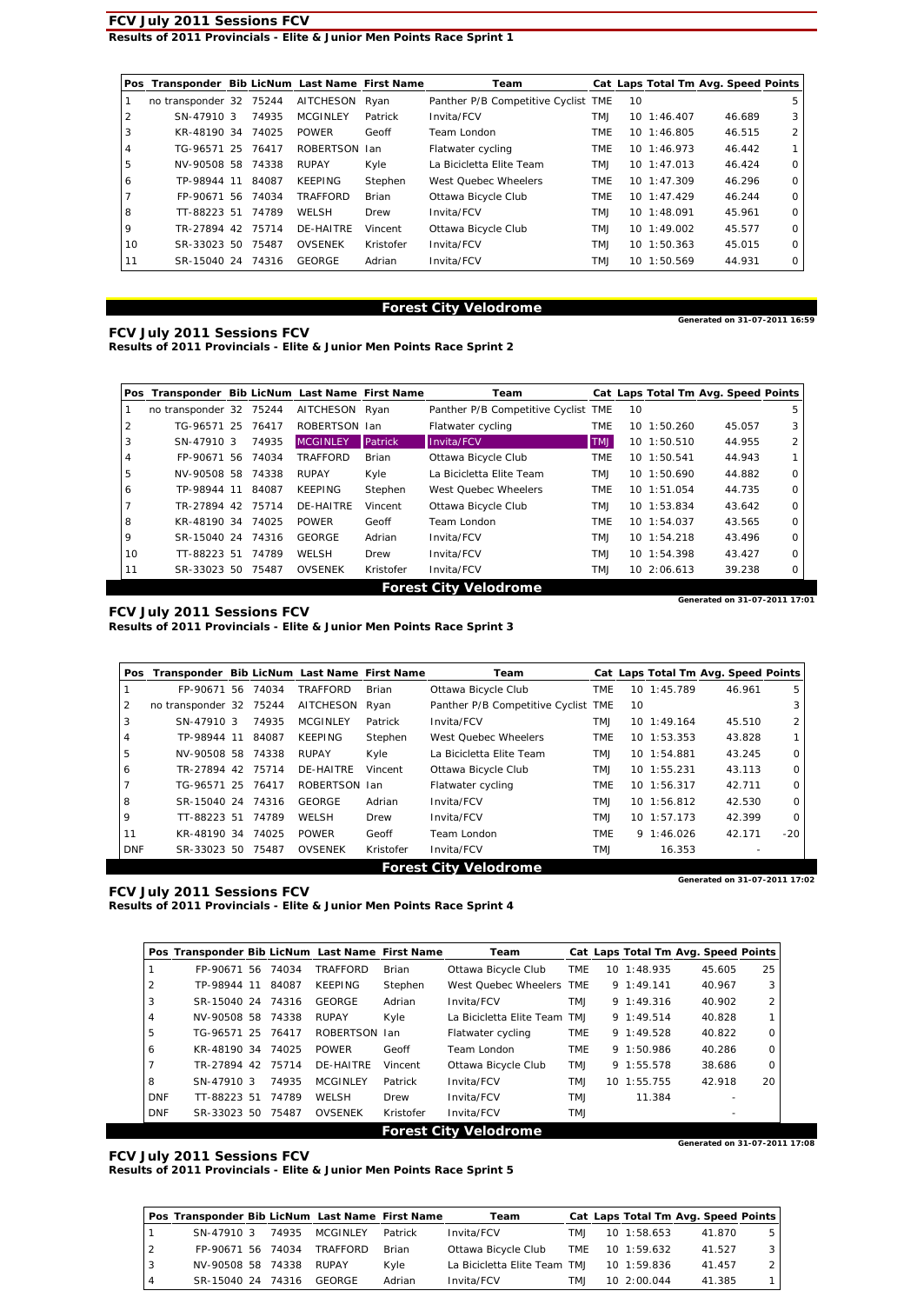## FCV July 2011 Sessions FCV

**Results of 2011 Provincials - Elite & Junior Men Points Race Sprint 1**

| Pos | Transponder | Bib | LicNum | Last Name | First Name | Team | Cat | Laps | Total Tm | Avg. Speed | Points |
|---|---|---|---|---|---|---|---|---|---|---|---|
| 1 | no transponder | 32 | 75244 | AITCHESON | Ryan | Panther P/B Competitive Cyclist | TME | 10 | | | 5 |
| 2 | SN-47910 | 3 | 74935 | MCGINLEY | Patrick | Invita/FCV | TMJ | 10 | 1:46.407 | 46.689 | 3 |
| 3 | KR-48190 | 34 | 74025 | POWER | Geoff | Team London | TME | 10 | 1:46.805 | 46.515 | 2 |
| 4 | TG-96571 | 25 | 76417 | ROBERTSON | Ian | Flatwater cycling | TME | 10 | 1:46.973 | 46.442 | 1 |
| 5 | NV-90508 | 58 | 74338 | RUPAY | Kyle | La Bicicletta Elite Team | TMJ | 10 | 1:47.013 | 46.424 | 0 |
| 6 | TP-98944 | 11 | 84087 | KEEPING | Stephen | West Quebec Wheelers | TME | 10 | 1:47.309 | 46.296 | 0 |
| 7 | FP-90671 | 56 | 74034 | TRAFFORD | Brian | Ottawa Bicycle Club | TME | 10 | 1:47.429 | 46.244 | 0 |
| 8 | TT-88223 | 51 | 74789 | WELSH | Drew | Invita/FCV | TMJ | 10 | 1:48.091 | 45.961 | 0 |
| 9 | TR-27894 | 42 | 75714 | DE-HAITRE | Vincent | Ottawa Bicycle Club | TMJ | 10 | 1:49.002 | 45.577 | 0 |
| 10 | SR-33023 | 50 | 75487 | OVSENEK | Kristofer | Invita/FCV | TMJ | 10 | 1:50.363 | 45.015 | 0 |
| 11 | SR-15040 | 24 | 74316 | GEORGE | Adrian | Invita/FCV | TMJ | 10 | 1:50.569 | 44.931 | 0 |

**Forest City Velodrome**

Generated on 31-07-2011 16:59

## FCV July 2011 Sessions FCV

**Results of 2011 Provincials - Elite & Junior Men Points Race Sprint 2**

| Pos | Transponder | Bib | LicNum | Last Name | First Name | Team | Cat | Laps | Total Tm | Avg. Speed | Points |
|---|---|---|---|---|---|---|---|---|---|---|---|
| 1 | no transponder | 32 | 75244 | AITCHESON | Ryan | Panther P/B Competitive Cyclist | TME | 10 | | | 5 |
| 2 | TG-96571 | 25 | 76417 | ROBERTSON | Ian | Flatwater cycling | TME | 10 | 1:50.260 | 45.057 | 3 |
| 3 | SN-47910 | 3 | 74935 | MCGINLEY | Patrick | Invita/FCV | TMJ | 10 | 1:50.510 | 44.955 | 2 |
| 4 | FP-90671 | 56 | 74034 | TRAFFORD | Brian | Ottawa Bicycle Club | TME | 10 | 1:50.541 | 44.943 | 1 |
| 5 | NV-90508 | 58 | 74338 | RUPAY | Kyle | La Bicicletta Elite Team | TMJ | 10 | 1:50.690 | 44.882 | 0 |
| 6 | TP-98944 | 11 | 84087 | KEEPING | Stephen | West Quebec Wheelers | TME | 10 | 1:51.054 | 44.735 | 0 |
| 7 | TR-27894 | 42 | 75714 | DE-HAITRE | Vincent | Ottawa Bicycle Club | TMJ | 10 | 1:53.834 | 43.642 | 0 |
| 8 | KR-48190 | 34 | 74025 | POWER | Geoff | Team London | TME | 10 | 1:54.037 | 43.565 | 0 |
| 9 | SR-15040 | 24 | 74316 | GEORGE | Adrian | Invita/FCV | TMJ | 10 | 1:54.218 | 43.496 | 0 |
| 10 | TT-88223 | 51 | 74789 | WELSH | Drew | Invita/FCV | TMJ | 10 | 1:54.398 | 43.427 | 0 |
| 11 | SR-33023 | 50 | 75487 | OVSENEK | Kristofer | Invita/FCV | TMJ | 10 | 2:06.613 | 39.238 | 0 |

**Forest City Velodrome**

Generated on 31-07-2011 17:01

## FCV July 2011 Sessions FCV

**Results of 2011 Provincials - Elite & Junior Men Points Race Sprint 3**

| Pos | Transponder | Bib | LicNum | Last Name | First Name | Team | Cat | Laps | Total Tm | Avg. Speed | Points |
|---|---|---|---|---|---|---|---|---|---|---|---|
| 1 | FP-90671 | 56 | 74034 | TRAFFORD | Brian | Ottawa Bicycle Club | TME | 10 | 1:45.789 | 46.961 | 5 |
| 2 | no transponder | 32 | 75244 | AITCHESON | Ryan | Panther P/B Competitive Cyclist | TME | 10 | | | 3 |
| 3 | SN-47910 | 3 | 74935 | MCGINLEY | Patrick | Invita/FCV | TMJ | 10 | 1:49.164 | 45.510 | 2 |
| 4 | TP-98944 | 11 | 84087 | KEEPING | Stephen | West Quebec Wheelers | TME | 10 | 1:53.353 | 43.828 | 1 |
| 5 | NV-90508 | 58 | 74338 | RUPAY | Kyle | La Bicicletta Elite Team | TMJ | 10 | 1:54.881 | 43.245 | 0 |
| 6 | TR-27894 | 42 | 75714 | DE-HAITRE | Vincent | Ottawa Bicycle Club | TMJ | 10 | 1:55.231 | 43.113 | 0 |
| 7 | TG-96571 | 25 | 76417 | ROBERTSON | Ian | Flatwater cycling | TME | 10 | 1:56.317 | 42.711 | 0 |
| 8 | SR-15040 | 24 | 74316 | GEORGE | Adrian | Invita/FCV | TMJ | 10 | 1:56.812 | 42.530 | 0 |
| 9 | TT-88223 | 51 | 74789 | WELSH | Drew | Invita/FCV | TMJ | 10 | 1:57.173 | 42.399 | 0 |
| 11 | KR-48190 | 34 | 74025 | POWER | Geoff | Team London | TME | 9 | 1:46.026 | 42.171 | -20 |
| DNF | SR-33023 | 50 | 75487 | OVSENEK | Kristofer | Invita/FCV | TMJ | | 16.353 | - | |

**Forest City Velodrome**

Generated on 31-07-2011 17:02

## FCV July 2011 Sessions FCV

**Results of 2011 Provincials - Elite & Junior Men Points Race Sprint 4**

| Pos | Transponder | Bib | LicNum | Last Name | First Name | Team | Cat | Laps | Total Tm | Avg. Speed | Points |
|---|---|---|---|---|---|---|---|---|---|---|---|
| 1 | FP-90671 | 56 | 74034 | TRAFFORD | Brian | Ottawa Bicycle Club | TME | 10 | 1:48.935 | 45.605 | 25 |
| 2 | TP-98944 | 11 | 84087 | KEEPING | Stephen | West Quebec Wheelers | TME | 9 | 1:49.141 | 40.967 | 3 |
| 3 | SR-15040 | 24 | 74316 | GEORGE | Adrian | Invita/FCV | TMJ | 9 | 1:49.316 | 40.902 | 2 |
| 4 | NV-90508 | 58 | 74338 | RUPAY | Kyle | La Bicicletta Elite Team | TMJ | 9 | 1:49.514 | 40.828 | 1 |
| 5 | TG-96571 | 25 | 76417 | ROBERTSON | Ian | Flatwater cycling | TME | 9 | 1:49.528 | 40.822 | 0 |
| 6 | KR-48190 | 34 | 74025 | POWER | Geoff | Team London | TME | 9 | 1:50.986 | 40.286 | 0 |
| 7 | TR-27894 | 42 | 75714 | DE-HAITRE | Vincent | Ottawa Bicycle Club | TMJ | 9 | 1:55.578 | 38.686 | 0 |
| 8 | SN-47910 | 3 | 74935 | MCGINLEY | Patrick | Invita/FCV | TMJ | 10 | 1:55.755 | 42.918 | 20 |
| DNF | TT-88223 | 51 | 74789 | WELSH | Drew | Invita/FCV | TMJ | | 11.384 | - | |
| DNF | SR-33023 | 50 | 75487 | OVSENEK | Kristofer | Invita/FCV | TMJ | | | - | |

**Forest City Velodrome**

Generated on 31-07-2011 17:08

## FCV July 2011 Sessions FCV

**Results of 2011 Provincials - Elite & Junior Men Points Race Sprint 5**

| Pos | Transponder | Bib | LicNum | Last Name | First Name | Team | Cat | Laps | Total Tm | Avg. Speed | Points |
|---|---|---|---|---|---|---|---|---|---|---|---|
| 1 | SN-47910 | 3 | 74935 | MCGINLEY | Patrick | Invita/FCV | TMJ | 10 | 1:58.653 | 41.870 | 5 |
| 2 | FP-90671 | 56 | 74034 | TRAFFORD | Brian | Ottawa Bicycle Club | TME | 10 | 1:59.632 | 41.527 | 3 |
| 3 | NV-90508 | 58 | 74338 | RUPAY | Kyle | La Bicicletta Elite Team | TMJ | 10 | 1:59.836 | 41.457 | 2 |
| 4 | SR-15040 | 24 | 74316 | GEORGE | Adrian | Invita/FCV | TMJ | 10 | 2:00.044 | 41.385 | 1 |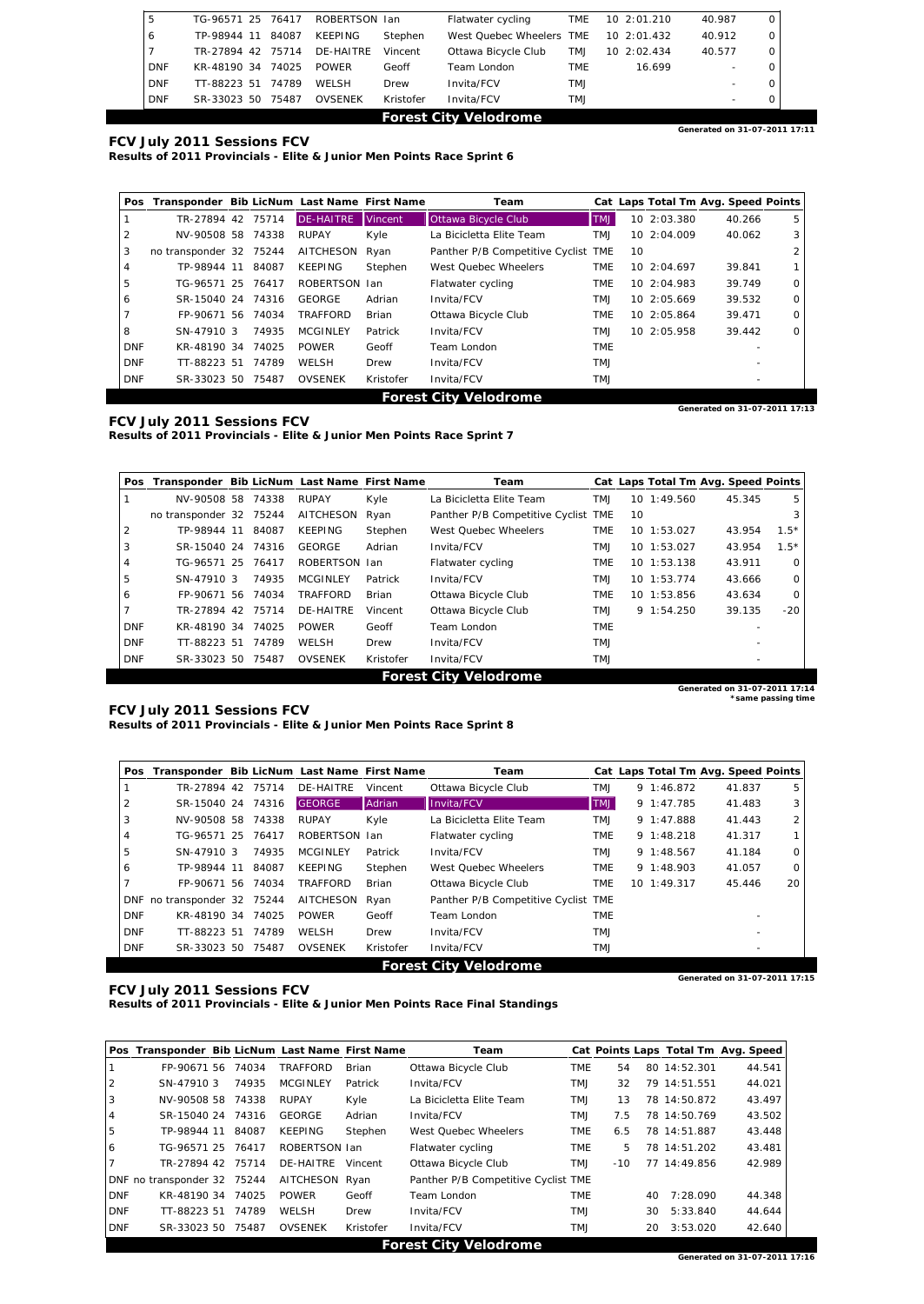| Pos | Transponder | Bib | LicNum | Last Name | First Name | Team | Cat | Laps | Total Tm | Avg. Speed | Points |
|---|---|---|---|---|---|---|---|---|---|---|---|
| 5 | TG-96571 | 25 | 76417 | ROBERTSON | Ian | Flatwater cycling | TME | 10 | 2:01.210 | 40.987 | 0 |
| 6 | TP-98944 | 11 | 84087 | KEEPING | Stephen | West Quebec Wheelers | TME | 10 | 2:01.432 | 40.912 | 0 |
| 7 | TR-27894 | 42 | 75714 | DE-HAITRE | Vincent | Ottawa Bicycle Club | TMJ | 10 | 2:02.434 | 40.577 | 0 |
| DNF | KR-48190 | 34 | 74025 | POWER | Geoff | Team London | TME | | 16.699 | - | 0 |
| DNF | TT-88223 | 51 | 74789 | WELSH | Drew | Invita/FCV | TMJ | | | - | 0 |
| DNF | SR-33023 | 50 | 75487 | OVSENEK | Kristofer | Invita/FCV | TMJ | | | - | 0 |

**Forest City Velodrome**

Generated on 31-07-2011 17:11

**FCV July 2011 Sessions FCV**
**Results of 2011 Provincials - Elite & Junior Men Points Race Sprint 6**

| Pos | Transponder | Bib | LicNum | Last Name | First Name | Team | Cat | Laps | Total Tm | Avg. Speed | Points |
|---|---|---|---|---|---|---|---|---|---|---|---|
| 1 | TR-27894 | 42 | 75714 | DE-HAITRE | Vincent | Ottawa Bicycle Club | TMJ | 10 | 2:03.380 | 40.266 | 5 |
| 2 | NV-90508 | 58 | 74338 | RUPAY | Kyle | La Bicicletta Elite Team | TMJ | 10 | 2:04.009 | 40.062 | 3 |
| 3 | no transponder | 32 | 75244 | AITCHESON | Ryan | Panther P/B Competitive Cyclist | TME | 10 | | | 2 |
| 4 | TP-98944 | 11 | 84087 | KEEPING | Stephen | West Quebec Wheelers | TME | 10 | 2:04.697 | 39.841 | 1 |
| 5 | TG-96571 | 25 | 76417 | ROBERTSON | Ian | Flatwater cycling | TME | 10 | 2:04.983 | 39.749 | 0 |
| 6 | SR-15040 | 24 | 74316 | GEORGE | Adrian | Invita/FCV | TMJ | 10 | 2:05.669 | 39.532 | 0 |
| 7 | FP-90671 | 56 | 74034 | TRAFFORD | Brian | Ottawa Bicycle Club | TME | 10 | 2:05.864 | 39.471 | 0 |
| 8 | SN-47910 | 3 | 74935 | MCGINLEY | Patrick | Invita/FCV | TMJ | 10 | 2:05.958 | 39.442 | 0 |
| DNF | KR-48190 | 34 | 74025 | POWER | Geoff | Team London | TME | | | - | |
| DNF | TT-88223 | 51 | 74789 | WELSH | Drew | Invita/FCV | TMJ | | | - | |
| DNF | SR-33023 | 50 | 75487 | OVSENEK | Kristofer | Invita/FCV | TMJ | | | - | |

**Forest City Velodrome**

Generated on 31-07-2011 17:13

**FCV July 2011 Sessions FCV**
**Results of 2011 Provincials - Elite & Junior Men Points Race Sprint 7**

| Pos | Transponder | Bib | LicNum | Last Name | First Name | Team | Cat | Laps | Total Tm | Avg. Speed | Points |
|---|---|---|---|---|---|---|---|---|---|---|---|
| 1 | NV-90508 | 58 | 74338 | RUPAY | Kyle | La Bicicletta Elite Team | TMJ | 10 | 1:49.560 | 45.345 | 5 |
| | no transponder | 32 | 75244 | AITCHESON | Ryan | Panther P/B Competitive Cyclist | TME | 10 | | | 3 |
| 2 | TP-98944 | 11 | 84087 | KEEPING | Stephen | West Quebec Wheelers | TME | 10 | 1:53.027 | 43.954 | 1.5* |
| 3 | SR-15040 | 24 | 74316 | GEORGE | Adrian | Invita/FCV | TMJ | 10 | 1:53.027 | 43.954 | 1.5* |
| 4 | TG-96571 | 25 | 76417 | ROBERTSON | Ian | Flatwater cycling | TME | 10 | 1:53.138 | 43.911 | 0 |
| 5 | SN-47910 | 3 | 74935 | MCGINLEY | Patrick | Invita/FCV | TMJ | 10 | 1:53.774 | 43.666 | 0 |
| 6 | FP-90671 | 56 | 74034 | TRAFFORD | Brian | Ottawa Bicycle Club | TME | 10 | 1:53.856 | 43.634 | 0 |
| 7 | TR-27894 | 42 | 75714 | DE-HAITRE | Vincent | Ottawa Bicycle Club | TMJ | 9 | 1:54.250 | 39.135 | -20 |
| DNF | KR-48190 | 34 | 74025 | POWER | Geoff | Team London | TME | | | - | |
| DNF | TT-88223 | 51 | 74789 | WELSH | Drew | Invita/FCV | TMJ | | | - | |
| DNF | SR-33023 | 50 | 75487 | OVSENEK | Kristofer | Invita/FCV | TMJ | | | - | |

**Forest City Velodrome**

Generated on 31-07-2011 17:14
*same passing time

**FCV July 2011 Sessions FCV**
**Results of 2011 Provincials - Elite & Junior Men Points Race Sprint 8**

| Pos | Transponder | Bib | LicNum | Last Name | First Name | Team | Cat | Laps | Total Tm | Avg. Speed | Points |
|---|---|---|---|---|---|---|---|---|---|---|---|
| 1 | TR-27894 | 42 | 75714 | DE-HAITRE | Vincent | Ottawa Bicycle Club | TMJ | 9 | 1:46.872 | 41.837 | 5 |
| 2 | SR-15040 | 24 | 74316 | GEORGE | Adrian | Invita/FCV | TMJ | 9 | 1:47.785 | 41.483 | 3 |
| 3 | NV-90508 | 58 | 74338 | RUPAY | Kyle | La Bicicletta Elite Team | TMJ | 9 | 1:47.888 | 41.443 | 2 |
| 4 | TG-96571 | 25 | 76417 | ROBERTSON | Ian | Flatwater cycling | TME | 9 | 1:48.218 | 41.317 | 1 |
| 5 | SN-47910 | 3 | 74935 | MCGINLEY | Patrick | Invita/FCV | TMJ | 9 | 1:48.567 | 41.184 | 0 |
| 6 | TP-98944 | 11 | 84087 | KEEPING | Stephen | West Quebec Wheelers | TME | 9 | 1:48.903 | 41.057 | 0 |
| 7 | FP-90671 | 56 | 74034 | TRAFFORD | Brian | Ottawa Bicycle Club | TME | 10 | 1:49.317 | 45.446 | 20 |
| DNF | no transponder | 32 | 75244 | AITCHESON | Ryan | Panther P/B Competitive Cyclist | TME | | | | |
| DNF | KR-48190 | 34 | 74025 | POWER | Geoff | Team London | TME | | | - | |
| DNF | TT-88223 | 51 | 74789 | WELSH | Drew | Invita/FCV | TMJ | | | - | |
| DNF | SR-33023 | 50 | 75487 | OVSENEK | Kristofer | Invita/FCV | TMJ | | | - | |

**Forest City Velodrome**

Generated on 31-07-2011 17:15

**FCV July 2011 Sessions FCV**
**Results of 2011 Provincials - Elite & Junior Men Points Race Final Standings**

| Pos | Transponder | Bib | LicNum | Last Name | First Name | Team | Cat | Points | Laps | Total Tm | Avg. Speed |
|---|---|---|---|---|---|---|---|---|---|---|---|
| 1 | FP-90671 | 56 | 74034 | TRAFFORD | Brian | Ottawa Bicycle Club | TME | 54 | 80 | 14:52.301 | 44.541 |
| 2 | SN-47910 | 3 | 74935 | MCGINLEY | Patrick | Invita/FCV | TMJ | 32 | 79 | 14:51.551 | 44.021 |
| 3 | NV-90508 | 58 | 74338 | RUPAY | Kyle | La Bicicletta Elite Team | TMJ | 13 | 78 | 14:50.872 | 43.497 |
| 4 | SR-15040 | 24 | 74316 | GEORGE | Adrian | Invita/FCV | TMJ | 7.5 | 78 | 14:50.769 | 43.502 |
| 5 | TP-98944 | 11 | 84087 | KEEPING | Stephen | West Quebec Wheelers | TME | 6.5 | 78 | 14:51.887 | 43.448 |
| 6 | TG-96571 | 25 | 76417 | ROBERTSON | Ian | Flatwater cycling | TME | 5 | 78 | 14:51.202 | 43.481 |
| 7 | TR-27894 | 42 | 75714 | DE-HAITRE | Vincent | Ottawa Bicycle Club | TMJ | -10 | 77 | 14:49.856 | 42.989 |
| DNF | no transponder | 32 | 75244 | AITCHESON | Ryan | Panther P/B Competitive Cyclist | TME | | | | |
| DNF | KR-48190 | 34 | 74025 | POWER | Geoff | Team London | TME | | 40 | 7:28.090 | 44.348 |
| DNF | TT-88223 | 51 | 74789 | WELSH | Drew | Invita/FCV | TMJ | | 30 | 5:33.840 | 44.644 |
| DNF | SR-33023 | 50 | 75487 | OVSENEK | Kristofer | Invita/FCV | TMJ | | 20 | 3:53.020 | 42.640 |

**Forest City Velodrome**

Generated on 31-07-2011 17:16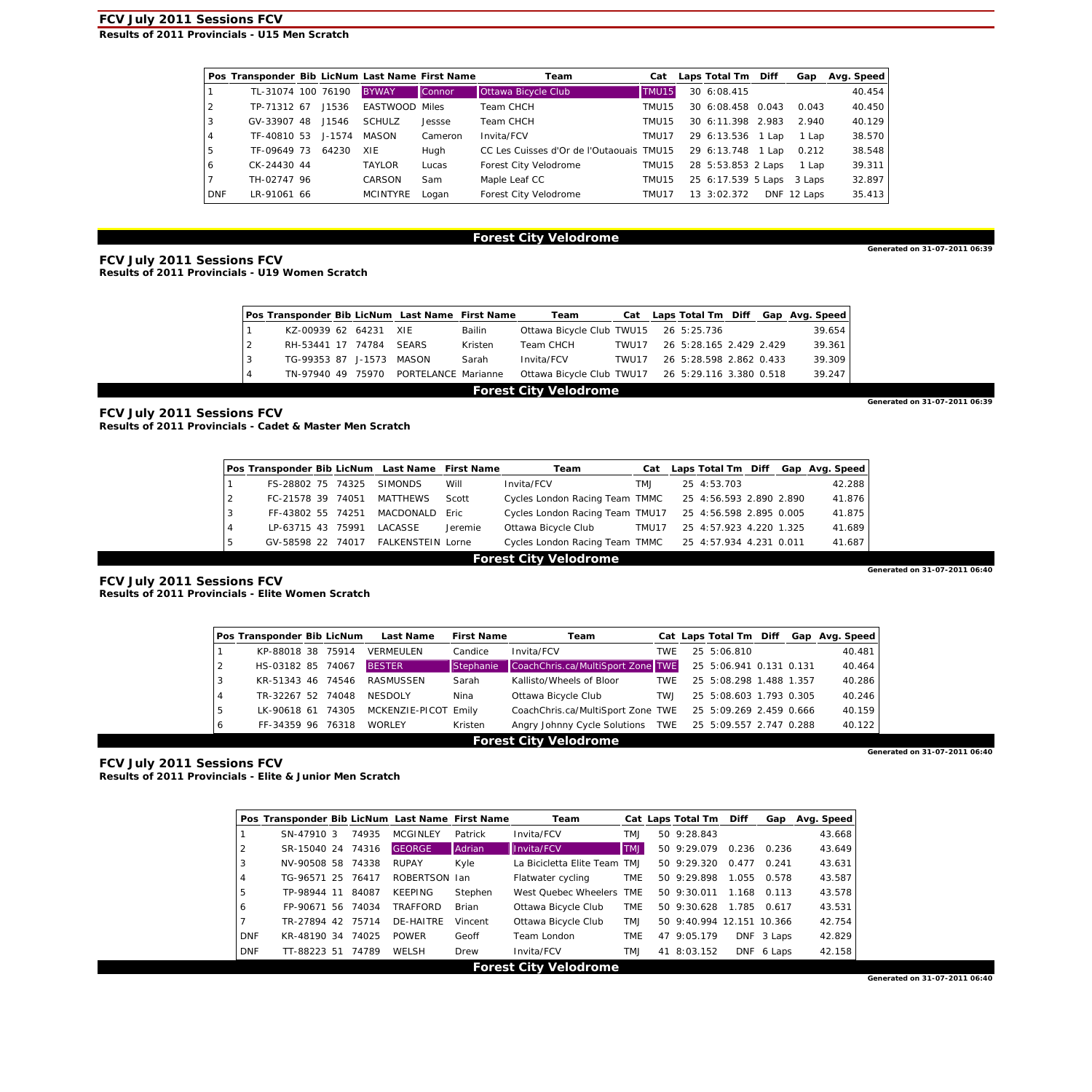**FCV July 2011 Sessions FCV**

**Results of 2011 Provincials - U15 Men Scratch**

| Pos | Transponder | Bib | LicNum | Last Name | First Name | Team | Cat | Laps | Total Tm | Diff | Gap | Avg. Speed |
|---|---|---|---|---|---|---|---|---|---|---|---|---|
| 1 | TL-31074 | 100 | 76190 | BYWAY | Connor | Ottawa Bicycle Club | TMU15 | 30 | 6:08.415 | | | 40.454 |
| 2 | TP-71312 | 67 | J1536 | EASTWOOD | Miles | Team CHCH | TMU15 | 30 | 6:08.458 | 0.043 | 0.043 | 40.450 |
| 3 | GV-33907 | 48 | J1546 | SCHULZ | Jessse | Team CHCH | TMU15 | 30 | 6:11.398 | 2.983 | 2.940 | 40.129 |
| 4 | TF-40810 | 53 | J-1574 | MASON | Cameron | Invita/FCV | TMU17 | 29 | 6:13.536 | 1 Lap | 1 Lap | 38.570 |
| 5 | TF-09649 | 73 | 64230 | XIE | Hugh | CC Les Cuisses d'Or de l'Outaouais | TMU15 | 29 | 6:13.748 | 1 Lap | 0.212 | 38.548 |
| 6 | CK-24430 | 44 | | TAYLOR | Lucas | Forest City Velodrome | TMU15 | 28 | 5:53.853 | 2 Laps | 1 Lap | 39.311 |
| 7 | TH-02747 | 96 | | CARSON | Sam | Maple Leaf CC | TMU15 | 25 | 6:17.539 | 5 Laps | 3 Laps | 32.897 |
| DNF | LR-91061 | 66 | | MCINTYRE | Logan | Forest City Velodrome | TMU17 | 13 | 3:02.372 | DNF | 12 Laps | 35.413 |

Forest City Velodrome

Generated on 31-07-2011 06:39

**FCV July 2011 Sessions FCV**

**Results of 2011 Provincials - U19 Women Scratch**

| Pos | Transponder | Bib | LicNum | Last Name | First Name | Team | Cat | Laps | Total Tm | Diff | Gap | Avg. Speed |
|---|---|---|---|---|---|---|---|---|---|---|---|---|
| 1 | KZ-00939 | 62 | 64231 | XIE | Bailin | Ottawa Bicycle Club | TWU15 | 26 | 5:25.736 | | | 39.654 |
| 2 | RH-53441 | 17 | 74784 | SEARS | Kristen | Team CHCH | TWU17 | 26 | 5:28.165 | 2.429 | 2.429 | 39.361 |
| 3 | TG-99353 | 87 | J-1573 | MASON | Sarah | Invita/FCV | TWU17 | 26 | 5:28.598 | 2.862 | 0.433 | 39.309 |
| 4 | TN-97940 | 49 | 75970 | PORTELANCE | Marianne | Ottawa Bicycle Club | TWU17 | 26 | 5:29.116 | 3.380 | 0.518 | 39.247 |

Forest City Velodrome

Generated on 31-07-2011 06:39

**FCV July 2011 Sessions FCV**

**Results of 2011 Provincials - Cadet & Master Men Scratch**

| Pos | Transponder | Bib | LicNum | Last Name | First Name | Team | Cat | Laps | Total Tm | Diff | Gap | Avg. Speed |
|---|---|---|---|---|---|---|---|---|---|---|---|---|
| 1 | FS-28802 | 75 | 74325 | SIMONDS | Will | Invita/FCV | TMJ | 25 | 4:53.703 | | | 42.288 |
| 2 | FC-21578 | 39 | 74051 | MATTHEWS | Scott | Cycles London Racing Team | TMMC | 25 | 4:56.593 | 2.890 | 2.890 | 41.876 |
| 3 | FF-43802 | 55 | 74251 | MACDONALD | Eric | Cycles London Racing Team | TMU17 | 25 | 4:56.598 | 2.895 | 0.005 | 41.875 |
| 4 | LP-63715 | 43 | 75991 | LACASSE | Jeremie | Ottawa Bicycle Club | TMU17 | 25 | 4:57.923 | 4.220 | 1.325 | 41.689 |
| 5 | GV-58598 | 22 | 74017 | FALKENSTEIN | Lorne | Cycles London Racing Team | TMMC | 25 | 4:57.934 | 4.231 | 0.011 | 41.687 |

Forest City Velodrome

Generated on 31-07-2011 06:40

**FCV July 2011 Sessions FCV**

**Results of 2011 Provincials - Elite Women Scratch**

| Pos | Transponder | Bib | LicNum | Last Name | First Name | Team | Cat | Laps | Total Tm | Diff | Gap | Avg. Speed |
|---|---|---|---|---|---|---|---|---|---|---|---|---|
| 1 | KP-88018 | 38 | 75914 | VERMEULEN | Candice | Invita/FCV | TWE | 25 | 5:06.810 | | | 40.481 |
| 2 | HS-03182 | 85 | 74067 | BESTER | Stephanie | CoachChris.ca/MultiSport Zone | TWE | 25 | 5:06.941 | 0.131 | 0.131 | 40.464 |
| 3 | KR-51343 | 46 | 74546 | RASMUSSEN | Sarah | Kallisto/Wheels of Bloor | TWE | 25 | 5:08.298 | 1.488 | 1.357 | 40.286 |
| 4 | TR-32267 | 52 | 74048 | NESDOLY | Nina | Ottawa Bicycle Club | TWJ | 25 | 5:08.603 | 1.793 | 0.305 | 40.246 |
| 5 | LK-90618 | 61 | 74305 | MCKENZIE-PICOT | Emily | CoachChris.ca/MultiSport Zone | TWE | 25 | 5:09.269 | 2.459 | 0.666 | 40.159 |
| 6 | FF-34359 | 96 | 76318 | WORLEY | Kristen | Angry Johnny Cycle Solutions | TWE | 25 | 5:09.557 | 2.747 | 0.288 | 40.122 |

Forest City Velodrome

Generated on 31-07-2011 06:40

**FCV July 2011 Sessions FCV**

**Results of 2011 Provincials - Elite & Junior Men Scratch**

| Pos | Transponder | Bib | LicNum | Last Name | First Name | Team | Cat | Laps | Total Tm | Diff | Gap | Avg. Speed |
|---|---|---|---|---|---|---|---|---|---|---|---|---|
| 1 | SN-47910 | 3 | 74935 | MCGINLEY | Patrick | Invita/FCV | TMJ | 50 | 9:28.843 | | | 43.668 |
| 2 | SR-15040 | 24 | 74316 | GEORGE | Adrian | Invita/FCV | TMJ | 50 | 9:29.079 | 0.236 | 0.236 | 43.649 |
| 3 | NV-90508 | 58 | 74338 | RUPAY | Kyle | La Bicicletta Elite Team | TMJ | 50 | 9:29.320 | 0.477 | 0.241 | 43.631 |
| 4 | TG-96571 | 25 | 76417 | ROBERTSON | Ian | Flatwater cycling | TME | 50 | 9:29.898 | 1.055 | 0.578 | 43.587 |
| 5 | TP-98944 | 11 | 84087 | KEEPING | Stephen | West Quebec Wheelers | TME | 50 | 9:30.011 | 1.168 | 0.113 | 43.578 |
| 6 | FP-90671 | 56 | 74034 | TRAFFORD | Brian | Ottawa Bicycle Club | TME | 50 | 9:30.628 | 1.785 | 0.617 | 43.531 |
| 7 | TR-27894 | 42 | 75714 | DE-HAITRE | Vincent | Ottawa Bicycle Club | TMJ | 50 | 9:40.994 | 12.151 | 10.366 | 42.754 |
| DNF | KR-48190 | 34 | 74025 | POWER | Geoff | Team London | TME | 47 | 9:05.179 | DNF | 3 Laps | 42.829 |
| DNF | TT-88223 | 51 | 74789 | WELSH | Drew | Invita/FCV | TMJ | 41 | 8:03.152 | DNF | 6 Laps | 42.158 |

Forest City Velodrome

Generated on 31-07-2011 06:40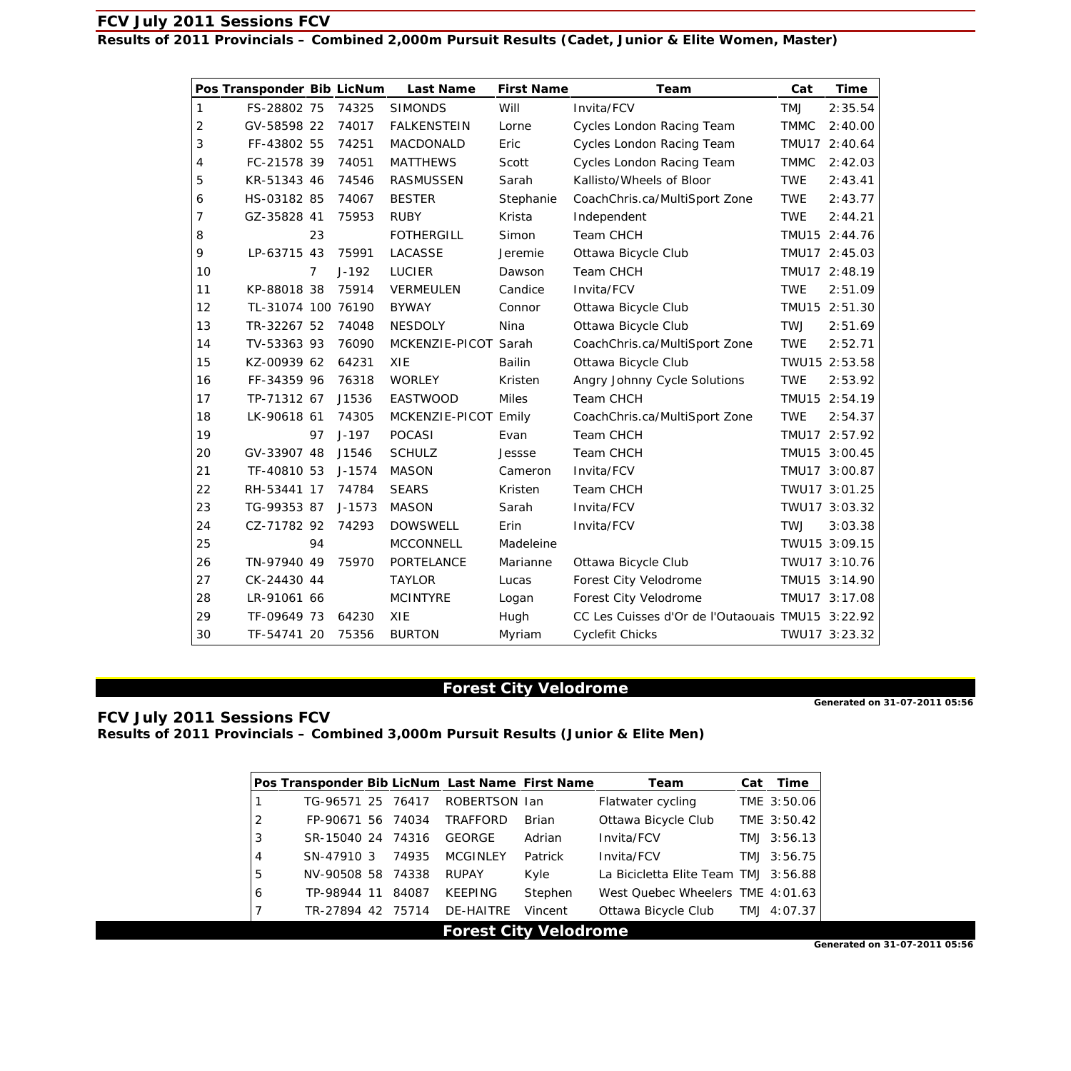## FCV July 2011 Sessions FCV

**Results of 2011 Provincials – Combined 2,000m Pursuit Results (Cadet, Junior & Elite Women, Master)**

| Pos | Transponder | Bib | LicNum | Last Name | First Name | Team | Cat | Time |
|---|---|---|---|---|---|---|---|---|
| 1 | FS-28802 | 75 | 74325 | SIMONDS | Will | Invita/FCV | TMJ | 2:35.54 |
| 2 | GV-58598 | 22 | 74017 | FALKENSTEIN | Lorne | Cycles London Racing Team | TMMC | 2:40.00 |
| 3 | FF-43802 | 55 | 74251 | MACDONALD | Eric | Cycles London Racing Team | TMU17 | 2:40.64 |
| 4 | FC-21578 | 39 | 74051 | MATTHEWS | Scott | Cycles London Racing Team | TMMC | 2:42.03 |
| 5 | KR-51343 | 46 | 74546 | RASMUSSEN | Sarah | Kallisto/Wheels of Bloor | TWE | 2:43.41 |
| 6 | HS-03182 | 85 | 74067 | BESTER | Stephanie | CoachChris.ca/MultiSport Zone | TWE | 2:43.77 |
| 7 | GZ-35828 | 41 | 75953 | RUBY | Krista | Independent | TWE | 2:44.21 |
| 8 | | 23 | | FOTHERGILL | Simon | Team CHCH | TMU15 | 2:44.76 |
| 9 | LP-63715 | 43 | 75991 | LACASSE | Jeremie | Ottawa Bicycle Club | TMU17 | 2:45.03 |
| 10 | | 7 | J-192 | LUCIER | Dawson | Team CHCH | TMU17 | 2:48.19 |
| 11 | KP-88018 | 38 | 75914 | VERMEULEN | Candice | Invita/FCV | TWE | 2:51.09 |
| 12 | TL-31074 | 100 | 76190 | BYWAY | Connor | Ottawa Bicycle Club | TMU15 | 2:51.30 |
| 13 | TR-32267 | 52 | 74048 | NESDOLY | Nina | Ottawa Bicycle Club | TWJ | 2:51.69 |
| 14 | TV-53363 | 93 | 76090 | MCKENZIE-PICOT | Sarah | CoachChris.ca/MultiSport Zone | TWE | 2:52.71 |
| 15 | KZ-00939 | 62 | 64231 | XIE | Bailin | Ottawa Bicycle Club | TWU15 | 2:53.58 |
| 16 | FF-34359 | 96 | 76318 | WORLEY | Kristen | Angry Johnny Cycle Solutions | TWE | 2:53.92 |
| 17 | TP-71312 | 67 | J1536 | EASTWOOD | Miles | Team CHCH | TMU15 | 2:54.19 |
| 18 | LK-90618 | 61 | 74305 | MCKENZIE-PICOT | Emily | CoachChris.ca/MultiSport Zone | TWE | 2:54.37 |
| 19 | | 97 | J-197 | POCASI | Evan | Team CHCH | TMU17 | 2:57.92 |
| 20 | GV-33907 | 48 | J1546 | SCHULZ | Jessse | Team CHCH | TMU15 | 3:00.45 |
| 21 | TF-40810 | 53 | J-1574 | MASON | Cameron | Invita/FCV | TMU17 | 3:00.87 |
| 22 | RH-53441 | 17 | 74784 | SEARS | Kristen | Team CHCH | TWU17 | 3:01.25 |
| 23 | TG-99353 | 87 | J-1573 | MASON | Sarah | Invita/FCV | TWU17 | 3:03.32 |
| 24 | CZ-71782 | 92 | 74293 | DOWSWELL | Erin | Invita/FCV | TWJ | 3:03.38 |
| 25 | | 94 | | MCCONNELL | Madeleine | | TWU15 | 3:09.15 |
| 26 | TN-97940 | 49 | 75970 | PORTELANCE | Marianne | Ottawa Bicycle Club | TWU17 | 3:10.76 |
| 27 | CK-24430 | 44 | | TAYLOR | Lucas | Forest City Velodrome | TMU15 | 3:14.90 |
| 28 | LR-91061 | 66 | | MCINTYRE | Logan | Forest City Velodrome | TMU17 | 3:17.08 |
| 29 | TF-09649 | 73 | 64230 | XIE | Hugh | CC Les Cuisses d'Or de l'Outaouais | TMU15 | 3:22.92 |
| 30 | TF-54741 | 20 | 75356 | BURTON | Myriam | Cyclefit Chicks | TWU17 | 3:23.32 |

## FCV July 2011 Sessions FCV

**Results of 2011 Provincials – Combined 3,000m Pursuit Results (Junior & Elite Men)**

| Pos | Transponder | Bib | LicNum | Last Name | First Name | Team | Cat | Time |
|---|---|---|---|---|---|---|---|---|
| 1 | TG-96571 | 25 | 76417 | ROBERTSON | Ian | Flatwater cycling | TME | 3:50.06 |
| 2 | FP-90671 | 56 | 74034 | TRAFFORD | Brian | Ottawa Bicycle Club | TME | 3:50.42 |
| 3 | SR-15040 | 24 | 74316 | GEORGE | Adrian | Invita/FCV | TMJ | 3:56.13 |
| 4 | SN-47910 | 3 | 74935 | MCGINLEY | Patrick | Invita/FCV | TMJ | 3:56.75 |
| 5 | NV-90508 | 58 | 74338 | RUPAY | Kyle | La Bicicletta Elite Team | TMJ | 3:56.88 |
| 6 | TP-98944 | 11 | 84087 | KEEPING | Stephen | West Quebec Wheelers | TME | 4:01.63 |
| 7 | TR-27894 | 42 | 75714 | DE-HAITRE | Vincent | Ottawa Bicycle Club | TMJ | 4:07.37 |